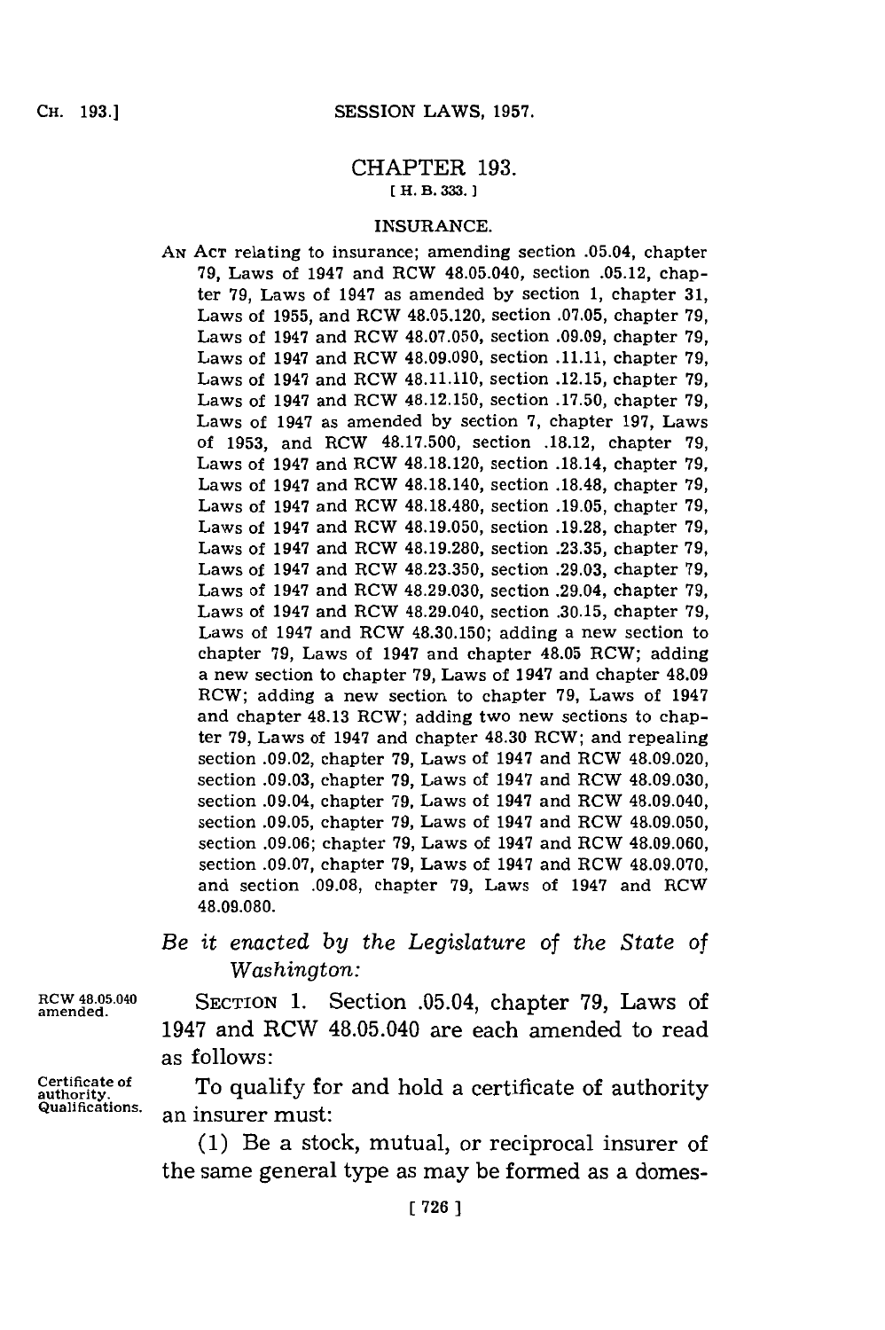# CHAPTER 193.

[ H. B. 333. ]

## INSURANCE.

AN ACT relating to insurance; amending section .05.04, chapter 79, Laws of 1947 and RCW 48.05.040, section .05.12, chapter 79, Laws of 1947 as amended by section 1, chapter 31, Laws of 1955, and RCW 48.05.120, section .07.05, chapter 79, Laws of 1947 and RCW 48.07.050, section .09.09, chapter 79, Laws of 1947 and RCW 48.09.090, section .11.11, chapter 79, Laws of 1947 and RCW 48.11.110, section .12.15, chapter 79, Laws of 1947 and RCW 48.12.150, section .17.50, chapter 79, Laws of 1947 as amended by section 7, chapter 197, Laws of 1953, and RCW 48.17.500, section .18.12, chapter 79, Laws of 1947 and RCW 48.18.120, section .18.14, chapter 79, Laws of 1947 and RCW 48.18.140, section .18.48, chapter 79, Laws of 1947 and RCW 48.18.480, section .19.05, chapter 79, Laws of 1947 and RCW 48.19.050, section .19.28, chapter 79, Laws of 1947 and RCW 48.19.280, section .23.35, chapter 79, Laws of 1947 and RCW 48.23.350, section .29.03, chapter 79, Laws of 1947 and RCW 48.29.030, section .29.04, chapter 79, Laws of 1947 and RCW 48.29.040, section .30.15, chapter 79, Laws of 1947 and RCW 48.30.150; adding a new section to chapter 79, Laws of 1947 and chapter 48.05 RCW; adding a new section to chapter 79, Laws of 1947 and chapter 48.09 RCW; adding a new section to chapter 79, Laws of 1947 and chapter 48.13 RCW; adding two new sections to chapter 79, Laws of 1947 and chapter 48.30 RCW; and repealing section .09.02, chapter 79, Laws of 1947 and RCW 48.09.020, section .09.03, chapter 79, Laws of 1947 and RCW 48.09.030, section .09.04, chapter 79, Laws of 1947 and RCW 48.09.040, section .09.05, chapter 79, Laws of 1947 and RCW 48.09.050, section .09.06; chapter 79, Laws of 1947 and RCW 48.09.060, section .09.07, chapter 79, Laws of 1947 and RCW 48.09.070, and section .09.08, chapter 79, Laws of 1947 and RCW 48.09.080.

*Be it enacted by the Legislature of the State of Washington:*

RCW 48.05.040 amended.

SECTION 1. Section .05.04, chapter 79, Laws of 1947 and RCW 48.05.040 are each amended to read as follows:

Certificate of authority. Qualifications.

To qualify for and hold a certificate of authority an insurer must:

(1) Be a stock, mutual, or reciprocal insurer of the same general type as may be formed as a domes-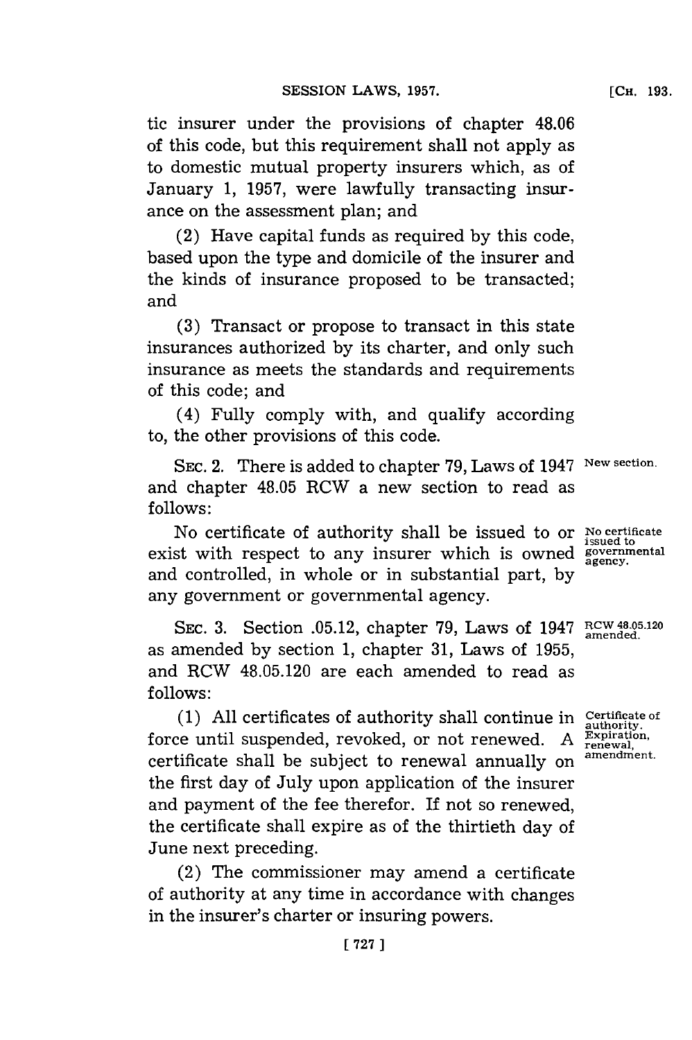tic insurer under the provisions of chapter 48.06 of this code, but this requirement shall not apply as to domestic mutual property insurers which, as of January 1, 1957, were lawfully transacting insurance on the assessment plan; and

(2) Have capital funds as required by this code, based upon the type and domicile of the insurer and the kinds of insurance proposed to be transacted; and

(3) Transact or propose to transact in this state insurances authorized by its charter, and only such insurance as meets the standards and requirements of this code; and

(4) Fully comply with, and qualify according to, the other provisions of this code.

SEC. 2. There is added to chapter 79, Laws of 1947 and chapter 48.05 RCW a new section to read as follows:

New section.

No certificate of authority shall be issued to or exist with respect to any insurer which is owned and controlled, in whole or in substantial part, by any government or governmental agency.

No certificate issued to governmental agency.

SEC. 3. Section .05.12, chapter 79, Laws of 1947 as amended by section 1, chapter 31, Laws of 1955, and RCW 48.05.120 are each amended to read as follows:

RCW 48.05.120 amended.

(1) All certificates of authority shall continue in force until suspended, revoked, or not renewed. A certificate shall be subject to renewal annually on the first day of July upon application of the insurer and payment of the fee therefor. If not so renewed, the certificate shall expire as of the thirtieth day of June next preceding.

Certificate of authority. Expiration, renewal, amendment.

(2) The commissioner may amend a certificate of authority at any time in accordance with changes in the insurer's charter or insuring powers.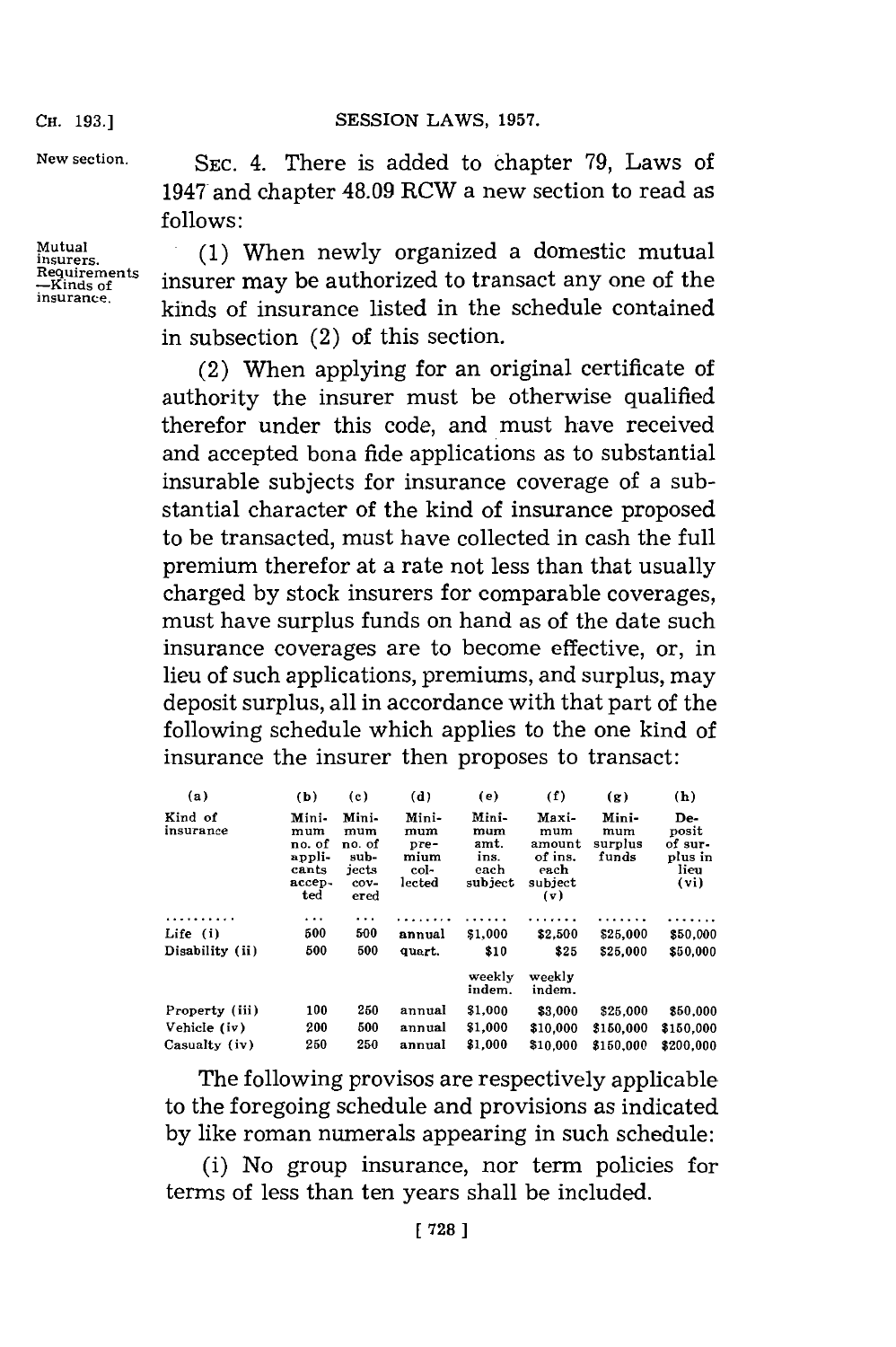New section.

SEC. 4. There is added to chapter 79, Laws of 1947 and chapter 48.09 RCW a new section to read as follows:

Mutual insurers. Requirements —Kinds of insurance.

(1) When newly organized a domestic mutual insurer may be authorized to transact any one of the kinds of insurance listed in the schedule contained in subsection (2) of this section.

(2) When applying for an original certificate of authority the insurer must be otherwise qualified therefor under this code, and must have received and accepted bona fide applications as to substantial insurable subjects for insurance coverage of a substantial character of the kind of insurance proposed to be transacted, must have collected in cash the full premium therefor at a rate not less than that usually charged by stock insurers for comparable coverages, must have surplus funds on hand as of the date such insurance coverages are to become effective, or, in lieu of such applications, premiums, and surplus, may deposit surplus, all in accordance with that part of the following schedule which applies to the one kind of insurance the insurer then proposes to transact:

| (a) | (b) | (c) | (d) | (e) | (f) | (g) | (h) |
|---|---|---|---|---|---|---|---|
| Kind of insurance | Minimum no. of applicants accepted | Minimum no. of subjects covered | Minimum premium collected | Minimum amt. ins. each subject | Maximum amount of ins. each subject (v) | Minimum surplus funds | Deposit of surplus in lieu (vi) |
| .......... | ... | ... | ........ | ...... | ....... | ....... | ....... |
| Life (i) | 500 | 500 | annual | $1,000 | $2,500 | $25,000 | $50,000 |
| Disability (ii) | 500 | 500 | quart. | $10 weekly indem. | $25 weekly indem. | $25,000 | $50,000 |
| Property (iii) | 100 | 250 | annual | $1,000 | $3,000 | $25,000 | $50,000 |
| Vehicle (iv) | 200 | 500 | annual | $1,000 | $10,000 | $150,000 | $150,000 |
| Casualty (iv) | 250 | 250 | annual | $1,000 | $10,000 | $150,000 | $200,000 |

The following provisos are respectively applicable to the foregoing schedule and provisions as indicated by like roman numerals appearing in such schedule:

(i) No group insurance, nor term policies for terms of less than ten years shall be included.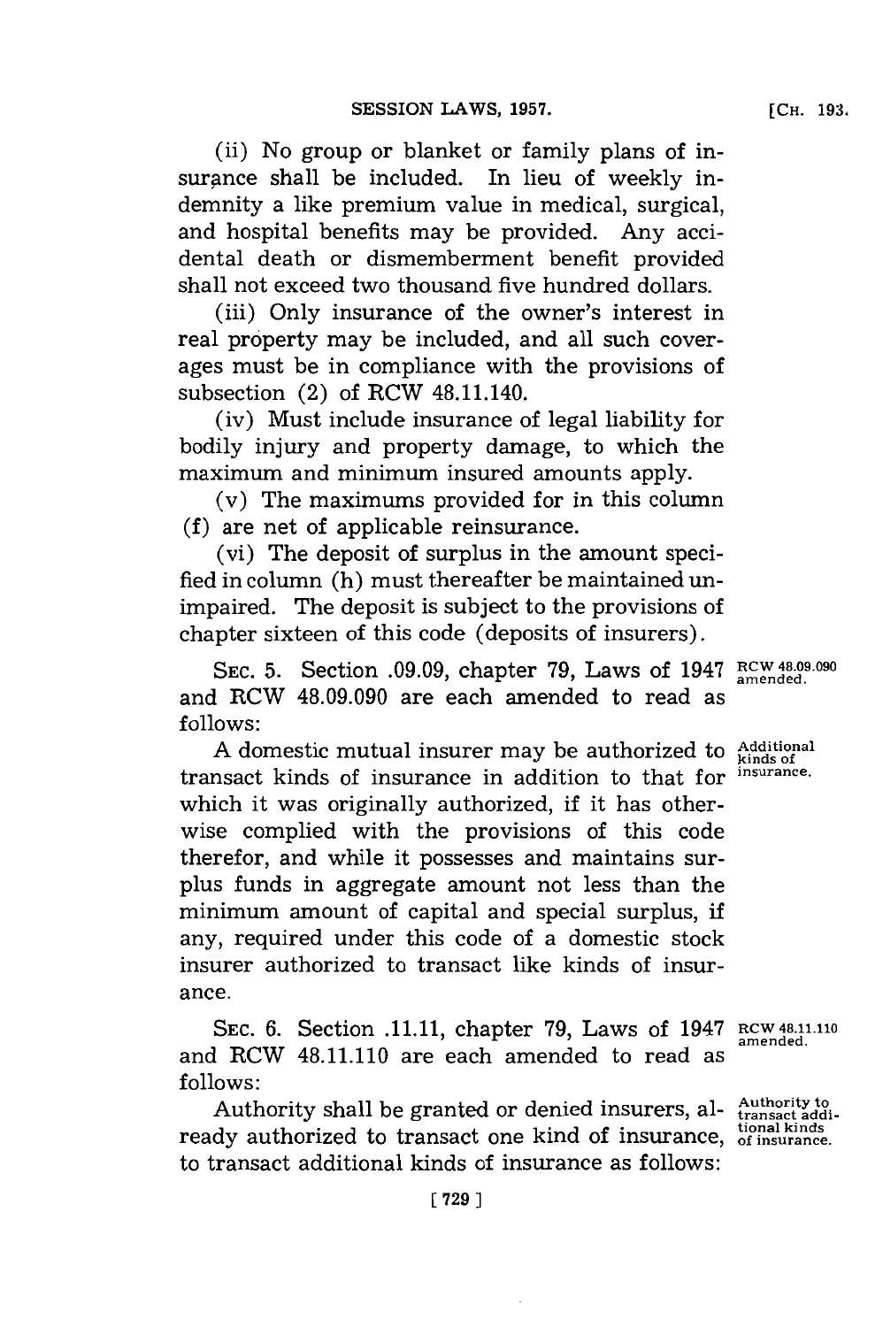(ii) No group or blanket or family plans of insurance shall be included. In lieu of weekly indemnity a like premium value in medical, surgical, and hospital benefits may be provided. Any accidental death or dismemberment benefit provided shall not exceed two thousand five hundred dollars.

(iii) Only insurance of the owner's interest in real property may be included, and all such coverages must be in compliance with the provisions of subsection (2) of RCW 48.11.140.

(iv) Must include insurance of legal liability for bodily injury and property damage, to which the maximum and minimum insured amounts apply.

(v) The maximums provided for in this column (f) are net of applicable reinsurance.

(vi) The deposit of surplus in the amount specified in column (h) must thereafter be maintained unimpaired. The deposit is subject to the provisions of chapter sixteen of this code (deposits of insurers).

SEC. 5. Section .09.09, chapter 79, Laws of 1947 and RCW 48.09.090 are each amended to read as follows:

RCW 48.09.090 amended.

A domestic mutual insurer may be authorized to transact kinds of insurance in addition to that for which it was originally authorized, if it has otherwise complied with the provisions of this code therefor, and while it possesses and maintains surplus funds in aggregate amount not less than the minimum amount of capital and special surplus, if any, required under this code of a domestic stock insurer authorized to transact like kinds of insurance.

Additional kinds of insurance.

SEC. 6. Section .11.11, chapter 79, Laws of 1947 and RCW 48.11.110 are each amended to read as follows:

RCW 48.11.110 amended.

Authority shall be granted or denied insurers, already authorized to transact one kind of insurance, to transact additional kinds of insurance as follows:

Authority to transact additional kinds of insurance.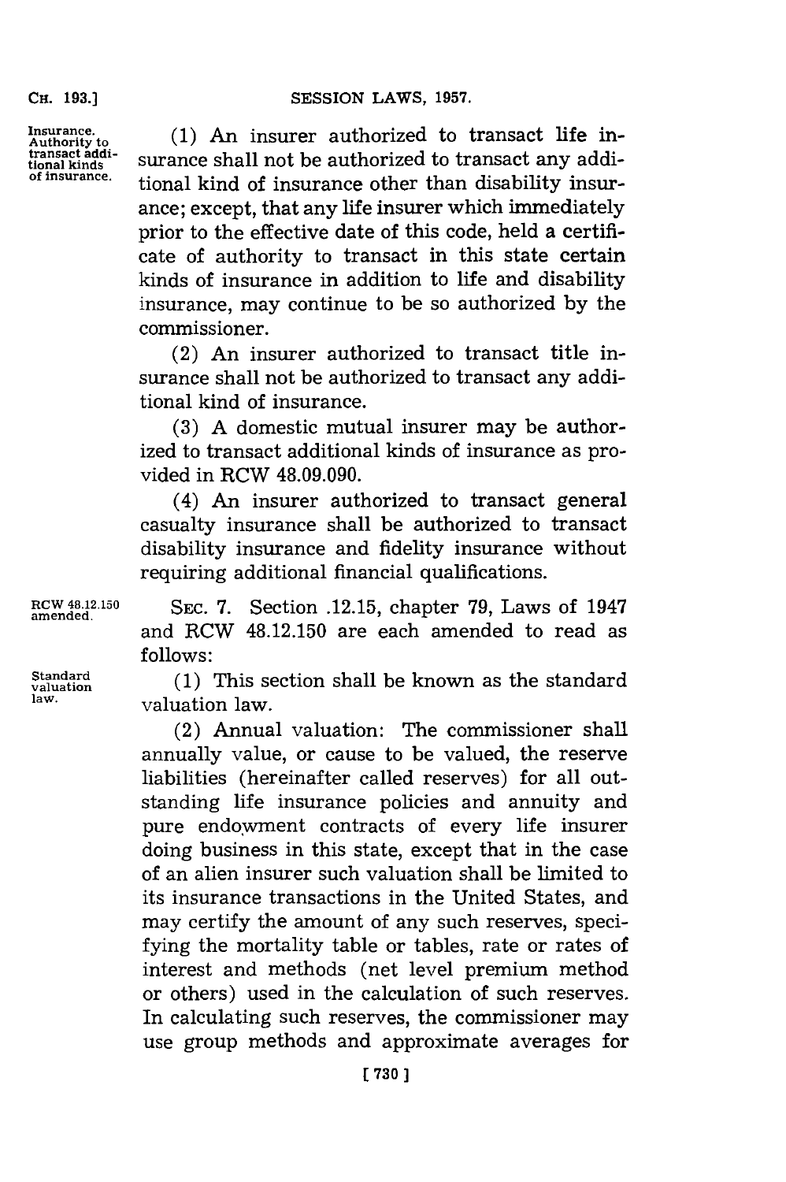(1) An insurer authorized to transact life insurance shall not be authorized to transact any additional kind of insurance other than disability insurance; except, that any life insurer which immediately prior to the effective date of this code, held a certificate of authority to transact in this state certain kinds of insurance in addition to life and disability insurance, may continue to be so authorized by the commissioner.

(2) An insurer authorized to transact title insurance shall not be authorized to transact any additional kind of insurance.

(3) A domestic mutual insurer may be authorized to transact additional kinds of insurance as provided in RCW 48.09.090.

(4) An insurer authorized to transact general casualty insurance shall be authorized to transact disability insurance and fidelity insurance without requiring additional financial qualifications.

SEC. 7. Section .12.15, chapter 79, Laws of 1947 and RCW 48.12.150 are each amended to read as follows:

(1) This section shall be known as the standard valuation law.

(2) Annual valuation: The commissioner shall annually value, or cause to be valued, the reserve liabilities (hereinafter called reserves) for all outstanding life insurance policies and annuity and pure endowment contracts of every life insurer doing business in this state, except that in the case of an alien insurer such valuation shall be limited to its insurance transactions in the United States, and may certify the amount of any such reserves, specifying the mortality table or tables, rate or rates of interest and methods (net level premium method or others) used in the calculation of such reserves. In calculating such reserves, the commissioner may use group methods and approximate averages for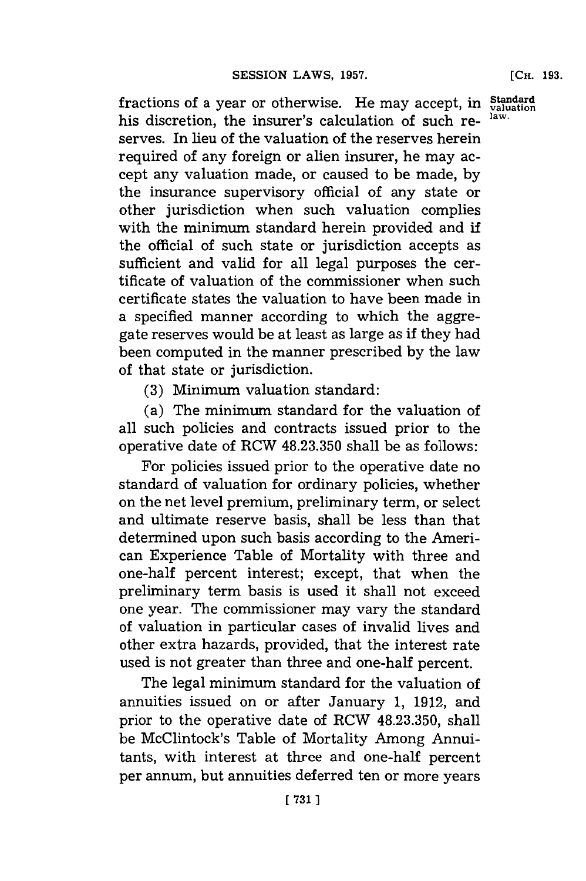fractions of a year or otherwise. He may accept, in his discretion, the insurer's calculation of such reserves. In lieu of the valuation of the reserves herein required of any foreign or alien insurer, he may accept any valuation made, or caused to be made, by the insurance supervisory official of any state or other jurisdiction when such valuation complies with the minimum standard herein provided and if the official of such state or jurisdiction accepts as sufficient and valid for all legal purposes the certificate of valuation of the commissioner when such certificate states the valuation to have been made in a specified manner according to which the aggregate reserves would be at least as large as if they had been computed in the manner prescribed by the law of that state or jurisdiction.

Standard valuation law.

(3) Minimum valuation standard:

(a) The minimum standard for the valuation of all such policies and contracts issued prior to the operative date of RCW 48.23.350 shall be as follows:

For policies issued prior to the operative date no standard of valuation for ordinary policies, whether on the net level premium, preliminary term, or select and ultimate reserve basis, shall be less than that determined upon such basis according to the American Experience Table of Mortality with three and one-half percent interest; except, that when the preliminary term basis is used it shall not exceed one year. The commissioner may vary the standard of valuation in particular cases of invalid lives and other extra hazards, provided, that the interest rate used is not greater than three and one-half percent.

The legal minimum standard for the valuation of annuities issued on or after January 1, 1912, and prior to the operative date of RCW 48.23.350, shall be McClintock's Table of Mortality Among Annuitants, with interest at three and one-half percent per annum, but annuities deferred ten or more years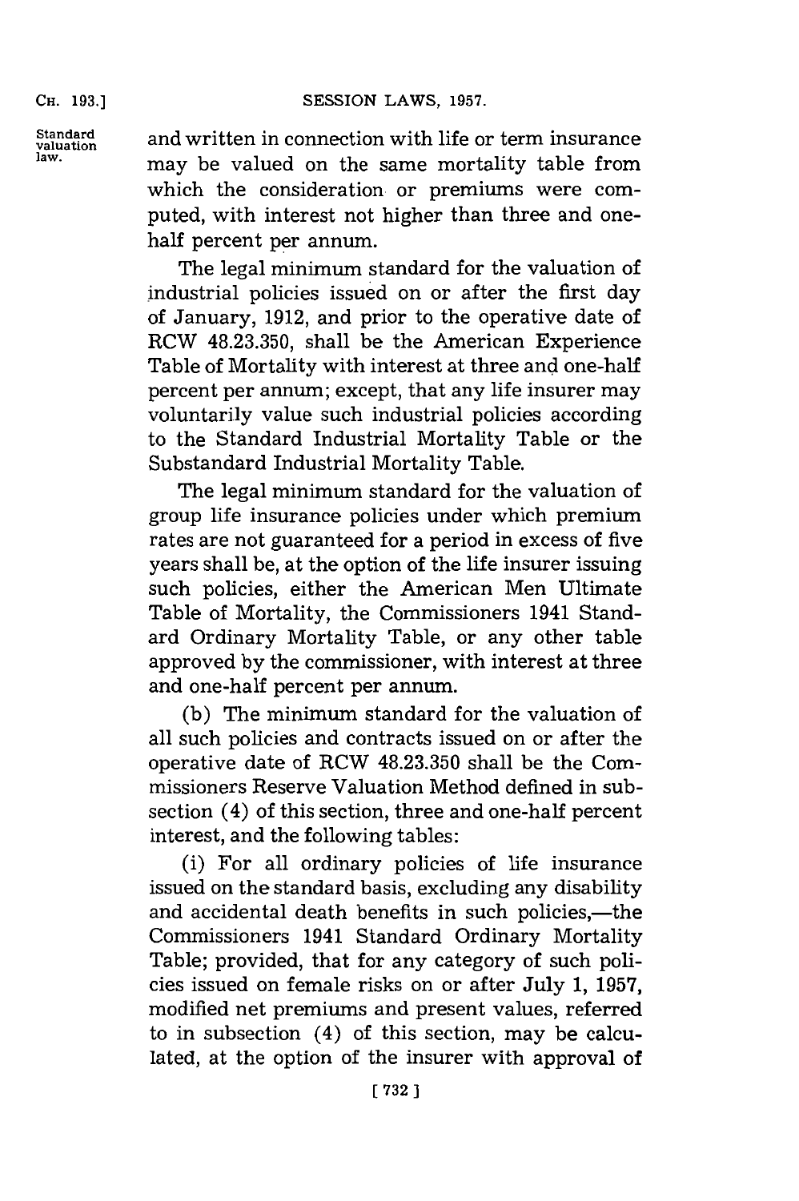and written in connection with life or term insurance may be valued on the same mortality table from which the consideration or premiums were computed, with interest not higher than three and one-half percent per annum.

The legal minimum standard for the valuation of industrial policies issued on or after the first day of January, 1912, and prior to the operative date of RCW 48.23.350, shall be the American Experience Table of Mortality with interest at three and one-half percent per annum; except, that any life insurer may voluntarily value such industrial policies according to the Standard Industrial Mortality Table or the Substandard Industrial Mortality Table.

The legal minimum standard for the valuation of group life insurance policies under which premium rates are not guaranteed for a period in excess of five years shall be, at the option of the life insurer issuing such policies, either the American Men Ultimate Table of Mortality, the Commissioners 1941 Standard Ordinary Mortality Table, or any other table approved by the commissioner, with interest at three and one-half percent per annum.

(b) The minimum standard for the valuation of all such policies and contracts issued on or after the operative date of RCW 48.23.350 shall be the Commissioners Reserve Valuation Method defined in subsection (4) of this section, three and one-half percent interest, and the following tables:

(i) For all ordinary policies of life insurance issued on the standard basis, excluding any disability and accidental death benefits in such policies,—the Commissioners 1941 Standard Ordinary Mortality Table; provided, that for any category of such policies issued on female risks on or after July 1, 1957, modified net premiums and present values, referred to in subsection (4) of this section, may be calculated, at the option of the insurer with approval of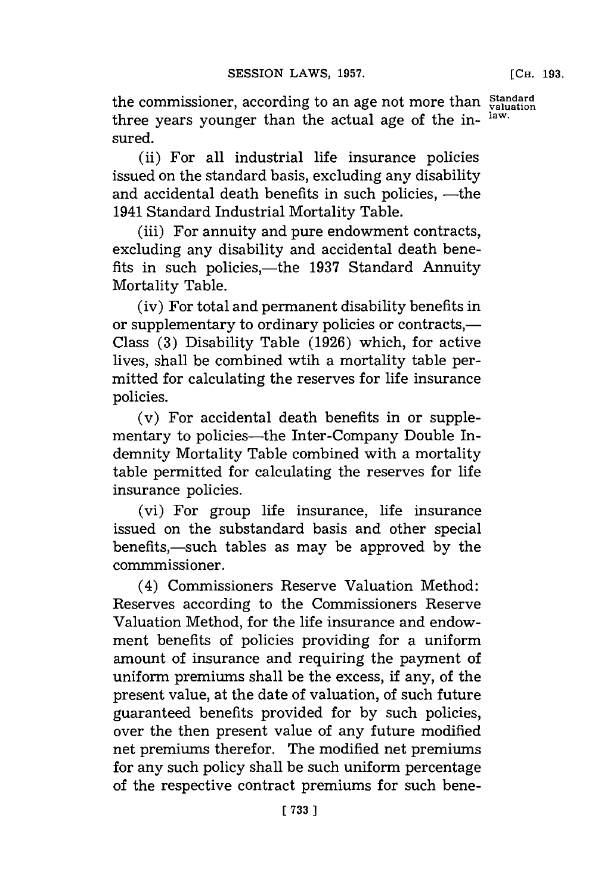the commissioner, according to an age not more than three years younger than the actual age of the insured.

(ii) For all industrial life insurance policies issued on the standard basis, excluding any disability and accidental death benefits in such policies, —the 1941 Standard Industrial Mortality Table.

(iii) For annuity and pure endowment contracts, excluding any disability and accidental death benefits in such policies,—the 1937 Standard Annuity Mortality Table.

(iv) For total and permanent disability benefits in or supplementary to ordinary policies or contracts,—Class (3) Disability Table (1926) which, for active lives, shall be combined wtih a mortality table permitted for calculating the reserves for life insurance policies.

(v) For accidental death benefits in or supplementary to policies—the Inter-Company Double Indemnity Mortality Table combined with a mortality table permitted for calculating the reserves for life insurance policies.

(vi) For group life insurance, life insurance issued on the substandard basis and other special benefits,—such tables as may be approved by the commmissioner.

(4) Commissioners Reserve Valuation Method: Reserves according to the Commissioners Reserve Valuation Method, for the life insurance and endowment benefits of policies providing for a uniform amount of insurance and requiring the payment of uniform premiums shall be the excess, if any, of the present value, at the date of valuation, of such future guaranteed benefits provided for by such policies, over the then present value of any future modified net premiums therefor. The modified net premiums for any such policy shall be such uniform percentage of the respective contract premiums for such bene-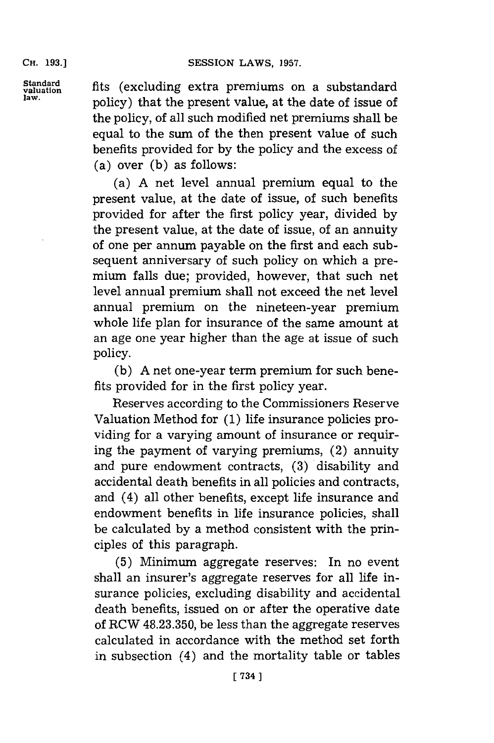fits (excluding extra premiums on a substandard policy) that the present value, at the date of issue of the policy, of all such modified net premiums shall be equal to the sum of the then present value of such benefits provided for by the policy and the excess of (a) over (b) as follows:

(a) A net level annual premium equal to the present value, at the date of issue, of such benefits provided for after the first policy year, divided by the present value, at the date of issue, of an annuity of one per annum payable on the first and each subsequent anniversary of such policy on which a premium falls due; provided, however, that such net level annual premium shall not exceed the net level annual premium on the nineteen-year premium whole life plan for insurance of the same amount at an age one year higher than the age at issue of such policy.

(b) A net one-year term premium for such benefits provided for in the first policy year.

Reserves according to the Commissioners Reserve Valuation Method for (1) life insurance policies providing for a varying amount of insurance or requiring the payment of varying premiums, (2) annuity and pure endowment contracts, (3) disability and accidental death benefits in all policies and contracts, and (4) all other benefits, except life insurance and endowment benefits in life insurance policies, shall be calculated by a method consistent with the principles of this paragraph.

(5) Minimum aggregate reserves: In no event shall an insurer's aggregate reserves for all life insurance policies, excluding disability and accidental death benefits, issued on or after the operative date of RCW 48.23.350, be less than the aggregate reserves calculated in accordance with the method set forth in subsection (4) and the mortality table or tables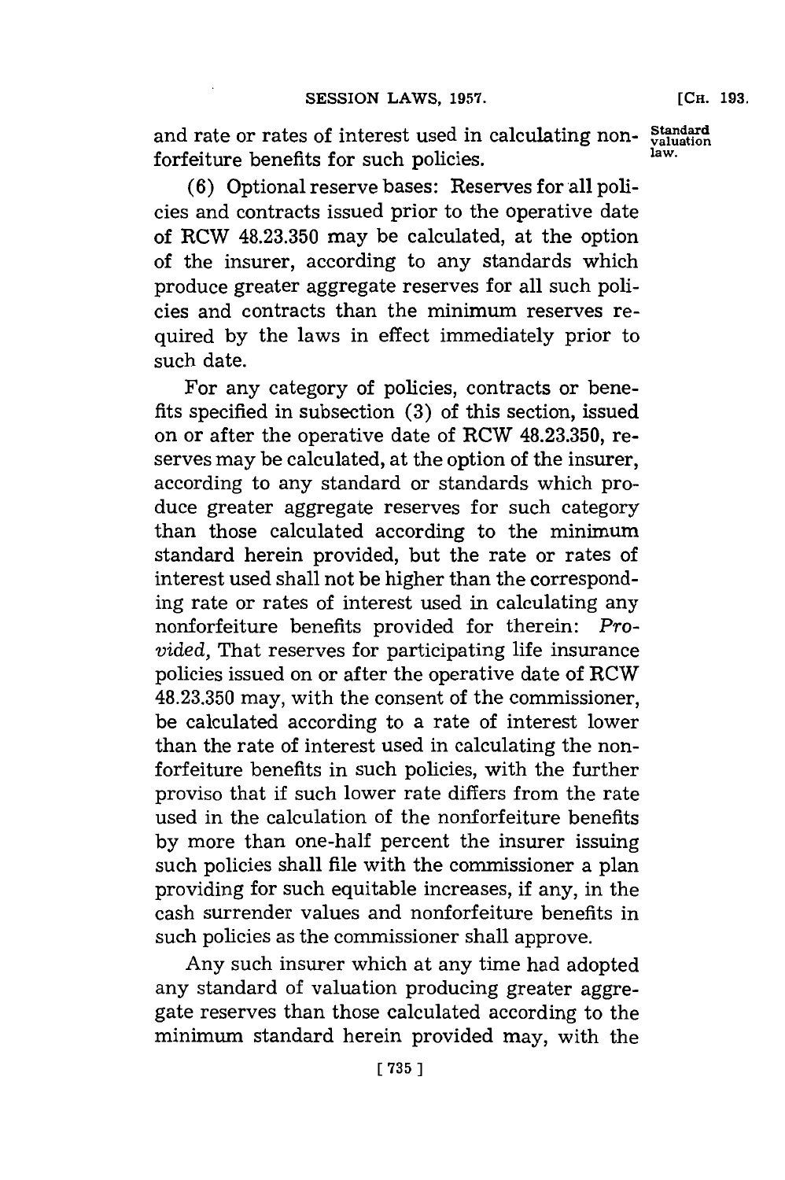and rate or rates of interest used in calculating nonforfeiture benefits for such policies.

(6) Optional reserve bases: Reserves for all policies and contracts issued prior to the operative date of RCW 48.23.350 may be calculated, at the option of the insurer, according to any standards which produce greater aggregate reserves for all such policies and contracts than the minimum reserves required by the laws in effect immediately prior to such date.

For any category of policies, contracts or benefits specified in subsection (3) of this section, issued on or after the operative date of RCW 48.23.350, reserves may be calculated, at the option of the insurer, according to any standard or standards which produce greater aggregate reserves for such category than those calculated according to the minimum standard herein provided, but the rate or rates of interest used shall not be higher than the corresponding rate or rates of interest used in calculating any nonforfeiture benefits provided for therein: *Provided*, That reserves for participating life insurance policies issued on or after the operative date of RCW 48.23.350 may, with the consent of the commissioner, be calculated according to a rate of interest lower than the rate of interest used in calculating the nonforfeiture benefits in such policies, with the further proviso that if such lower rate differs from the rate used in the calculation of the nonforfeiture benefits by more than one-half percent the insurer issuing such policies shall file with the commissioner a plan providing for such equitable increases, if any, in the cash surrender values and nonforfeiture benefits in such policies as the commissioner shall approve.

Any such insurer which at any time had adopted any standard of valuation producing greater aggregate reserves than those calculated according to the minimum standard herein provided may, with the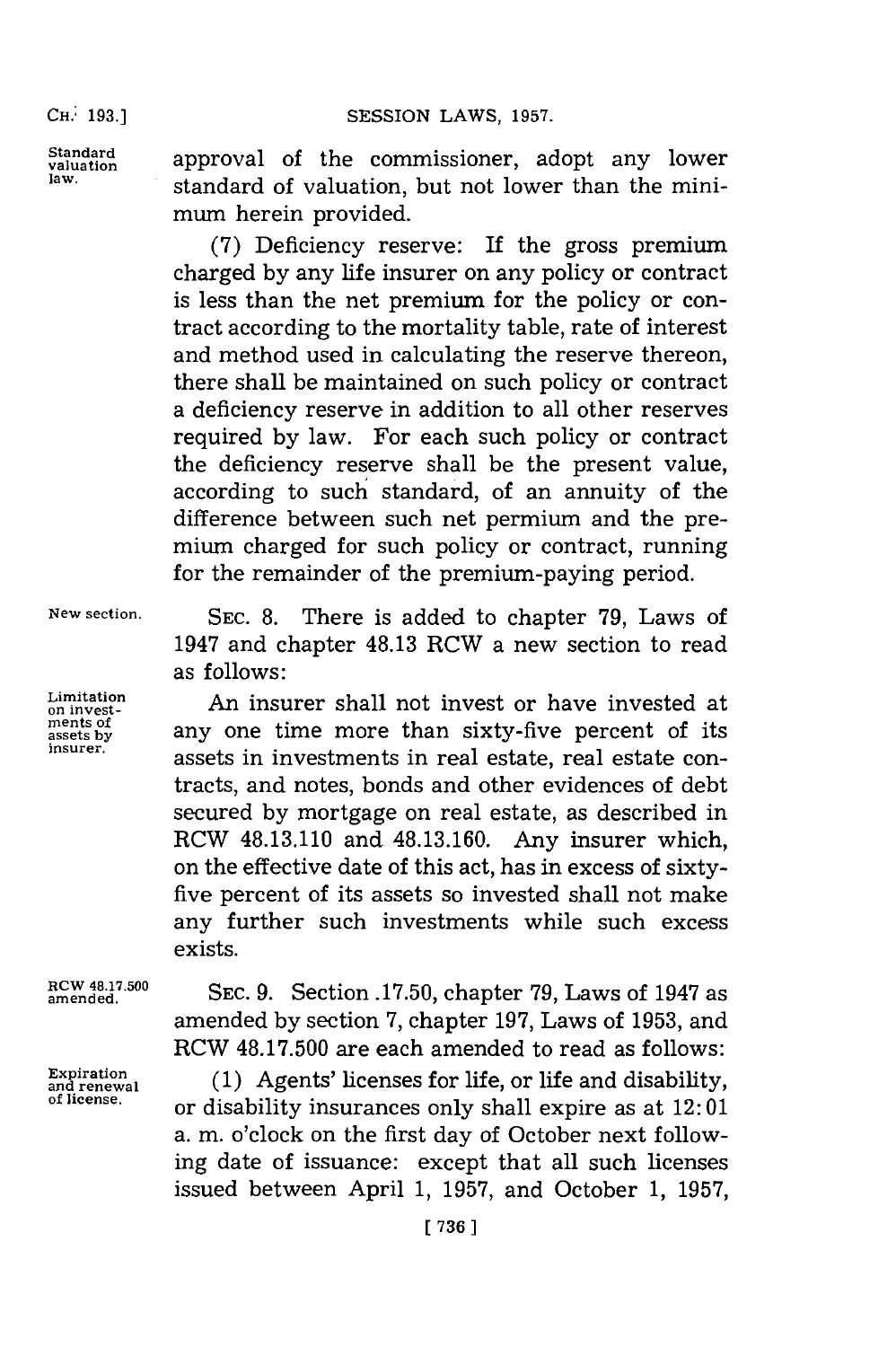Standard valuation law.

approval of the commissioner, adopt any lower standard of valuation, but not lower than the minimum herein provided.

(7) Deficiency reserve: If the gross premium charged by any life insurer on any policy or contract is less than the net premium for the policy or contract according to the mortality table, rate of interest and method used in calculating the reserve thereon, there shall be maintained on such policy or contract a deficiency reserve in addition to all other reserves required by law. For each such policy or contract the deficiency reserve shall be the present value, according to such standard, of an annuity of the difference between such net permium and the premium charged for such policy or contract, running for the remainder of the premium-paying period.

New section.

SEC. 8. There is added to chapter 79, Laws of 1947 and chapter 48.13 RCW a new section to read as follows:

Limitation on investments of assets by insurer.

An insurer shall not invest or have invested at any one time more than sixty-five percent of its assets in investments in real estate, real estate contracts, and notes, bonds and other evidences of debt secured by mortgage on real estate, as described in RCW 48.13.110 and 48.13.160. Any insurer which, on the effective date of this act, has in excess of sixty-five percent of its assets so invested shall not make any further such investments while such excess exists.

RCW 48.17.500 amended.

SEC. 9. Section .17.50, chapter 79, Laws of 1947 as amended by section 7, chapter 197, Laws of 1953, and RCW 48.17.500 are each amended to read as follows:

Expiration and renewal of license.

(1) Agents' licenses for life, or life and disability, or disability insurances only shall expire as at 12:01 a. m. o'clock on the first day of October next following date of issuance: except that all such licenses issued between April 1, 1957, and October 1, 1957,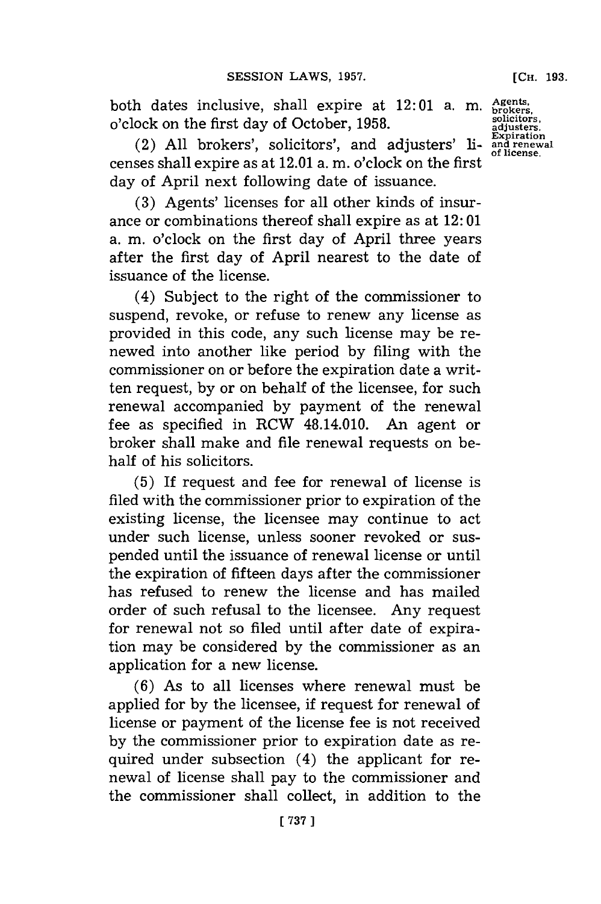both dates inclusive, shall expire at 12:01 a. m. o'clock on the first day of October, 1958.

Agents, brokers, solicitors, adjusters. Expiration and renewal of license.

(2) All brokers', solicitors', and adjusters' licenses shall expire as at 12.01 a. m. o'clock on the first day of April next following date of issuance.

(3) Agents' licenses for all other kinds of insurance or combinations thereof shall expire as at 12:01 a. m. o'clock on the first day of April three years after the first day of April nearest to the date of issuance of the license.

(4) Subject to the right of the commissioner to suspend, revoke, or refuse to renew any license as provided in this code, any such license may be renewed into another like period by filing with the commissioner on or before the expiration date a written request, by or on behalf of the licensee, for such renewal accompanied by payment of the renewal fee as specified in RCW 48.14.010. An agent or broker shall make and file renewal requests on behalf of his solicitors.

(5) If request and fee for renewal of license is filed with the commissioner prior to expiration of the existing license, the licensee may continue to act under such license, unless sooner revoked or suspended until the issuance of renewal license or until the expiration of fifteen days after the commissioner has refused to renew the license and has mailed order of such refusal to the licensee. Any request for renewal not so filed until after date of expiration may be considered by the commissioner as an application for a new license.

(6) As to all licenses where renewal must be applied for by the licensee, if request for renewal of license or payment of the license fee is not received by the commissioner prior to expiration date as required under subsection (4) the applicant for renewal of license shall pay to the commissioner and the commissioner shall collect, in addition to the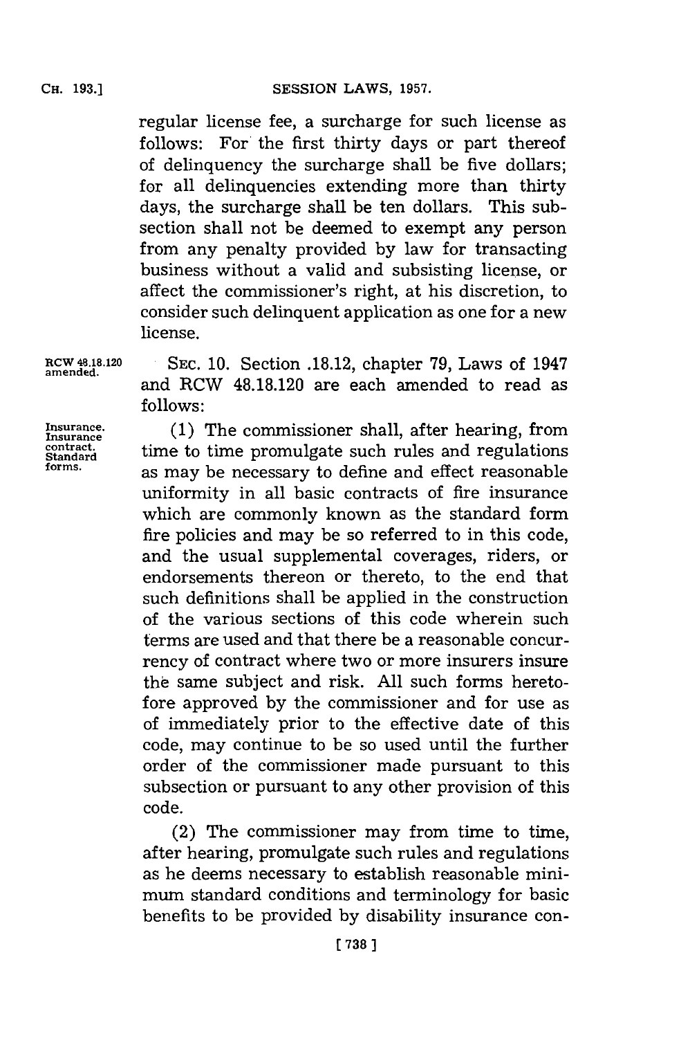regular license fee, a surcharge for such license as follows: For the first thirty days or part thereof of delinquency the surcharge shall be five dollars; for all delinquencies extending more than thirty days, the surcharge shall be ten dollars. This subsection shall not be deemed to exempt any person from any penalty provided by law for transacting business without a valid and subsisting license, or affect the commissioner's right, at his discretion, to consider such delinquent application as one for a new license.

RCW 48.18.120 amended.

SEC. 10. Section .18.12, chapter 79, Laws of 1947 and RCW 48.18.120 are each amended to read as follows:

Insurance. Insurance contract. Standard forms.

(1) The commissioner shall, after hearing, from time to time promulgate such rules and regulations as may be necessary to define and effect reasonable uniformity in all basic contracts of fire insurance which are commonly known as the standard form fire policies and may be so referred to in this code, and the usual supplemental coverages, riders, or endorsements thereon or thereto, to the end that such definitions shall be applied in the construction of the various sections of this code wherein such terms are used and that there be a reasonable concurrency of contract where two or more insurers insure the same subject and risk. All such forms heretofore approved by the commissioner and for use as of immediately prior to the effective date of this code, may continue to be so used until the further order of the commissioner made pursuant to this subsection or pursuant to any other provision of this code.

(2) The commissioner may from time to time, after hearing, promulgate such rules and regulations as he deems necessary to establish reasonable minimum standard conditions and terminology for basic benefits to be provided by disability insurance con-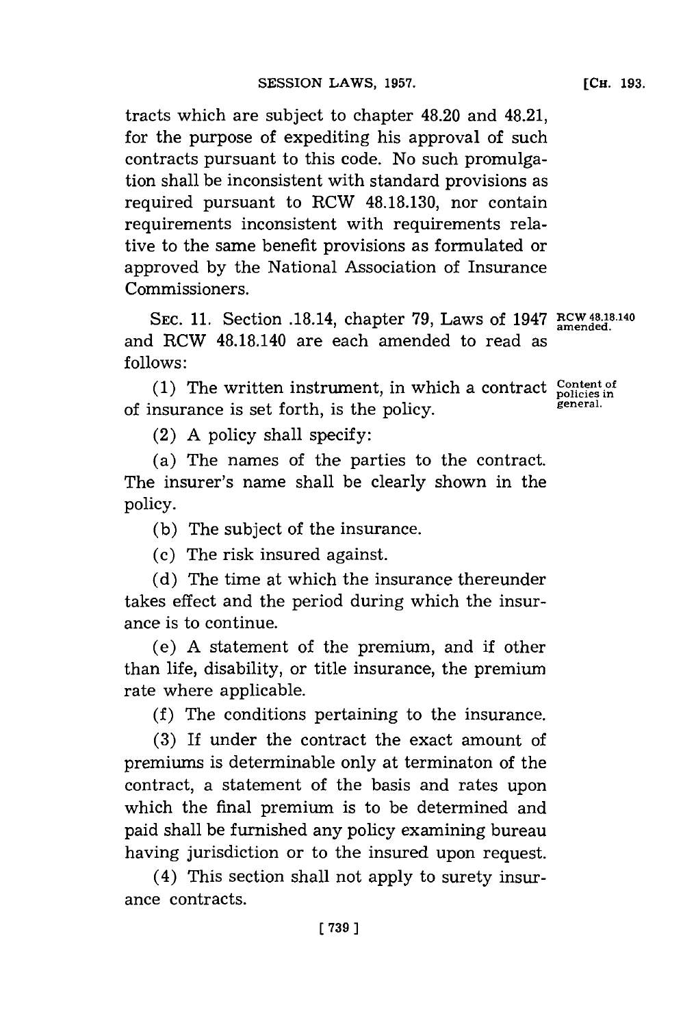tracts which are subject to chapter 48.20 and 48.21, for the purpose of expediting his approval of such contracts pursuant to this code. No such promulgation shall be inconsistent with standard provisions as required pursuant to RCW 48.18.130, nor contain requirements inconsistent with requirements relative to the same benefit provisions as formulated or approved by the National Association of Insurance Commissioners.

RCW 48.18.140 amended.

SEC. 11. Section .18.14, chapter 79, Laws of 1947 and RCW 48.18.140 are each amended to read as follows:

Content of policies in general.

(1) The written instrument, in which a contract of insurance is set forth, is the policy.

(2) A policy shall specify:

(a) The names of the parties to the contract. The insurer's name shall be clearly shown in the policy.

(b) The subject of the insurance.

(c) The risk insured against.

(d) The time at which the insurance thereunder takes effect and the period during which the insurance is to continue.

(e) A statement of the premium, and if other than life, disability, or title insurance, the premium rate where applicable.

(f) The conditions pertaining to the insurance.

(3) If under the contract the exact amount of premiums is determinable only at terminaton of the contract, a statement of the basis and rates upon which the final premium is to be determined and paid shall be furnished any policy examining bureau having jurisdiction or to the insured upon request.

(4) This section shall not apply to surety insurance contracts.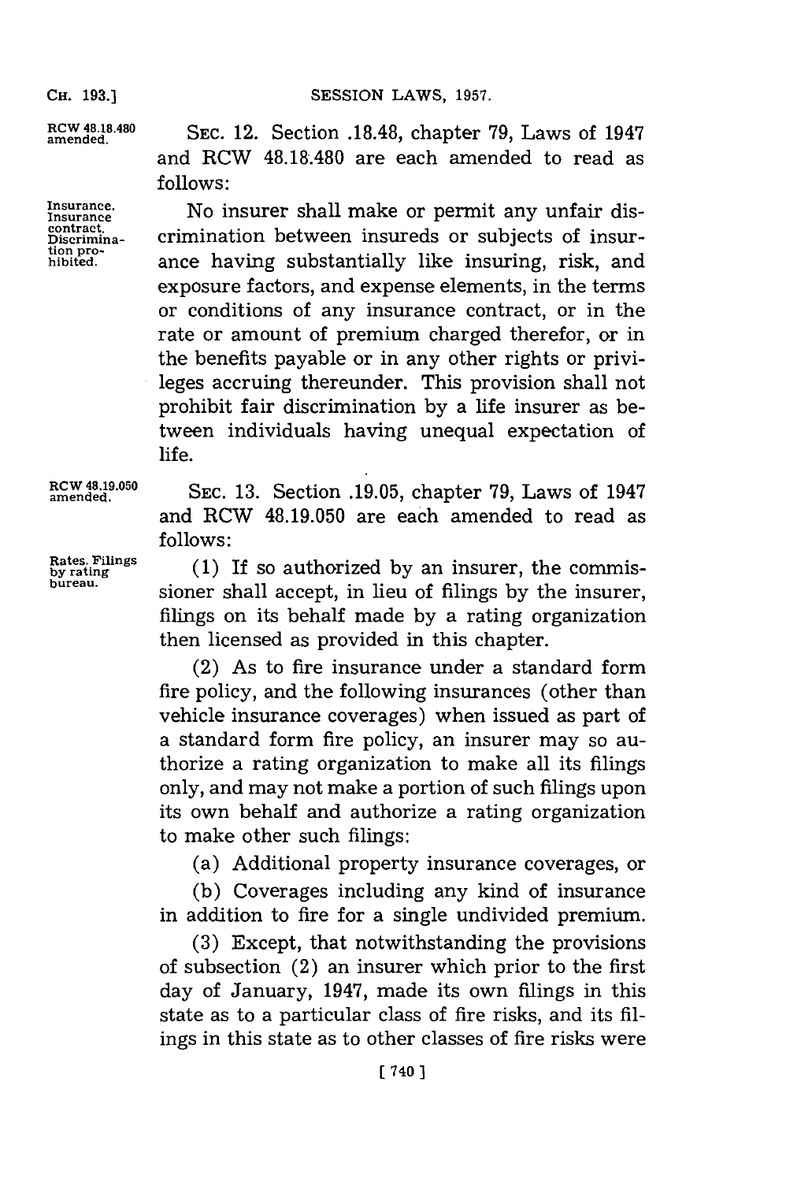RCW 48.18.480 amended.

SEC. 12. Section .18.48, chapter 79, Laws of 1947 and RCW 48.18.480 are each amended to read as follows:

Insurance. Insurance contract. Discrimination prohibited.

No insurer shall make or permit any unfair discrimination between insureds or subjects of insurance having substantially like insuring, risk, and exposure factors, and expense elements, in the terms or conditions of any insurance contract, or in the rate or amount of premium charged therefor, or in the benefits payable or in any other rights or privileges accruing thereunder. This provision shall not prohibit fair discrimination by a life insurer as between individuals having unequal expectation of life.

RCW 48.19.050 amended.

SEC. 13. Section .19.05, chapter 79, Laws of 1947 and RCW 48.19.050 are each amended to read as follows:

Rates. Filings by rating bureau.

(1) If so authorized by an insurer, the commissioner shall accept, in lieu of filings by the insurer, filings on its behalf made by a rating organization then licensed as provided in this chapter.

(2) As to fire insurance under a standard form fire policy, and the following insurances (other than vehicle insurance coverages) when issued as part of a standard form fire policy, an insurer may so authorize a rating organization to make all its filings only, and may not make a portion of such filings upon its own behalf and authorize a rating organization to make other such filings:

(a) Additional property insurance coverages, or

(b) Coverages including any kind of insurance in addition to fire for a single undivided premium.

(3) Except, that notwithstanding the provisions of subsection (2) an insurer which prior to the first day of January, 1947, made its own filings in this state as to a particular class of fire risks, and its filings in this state as to other classes of fire risks were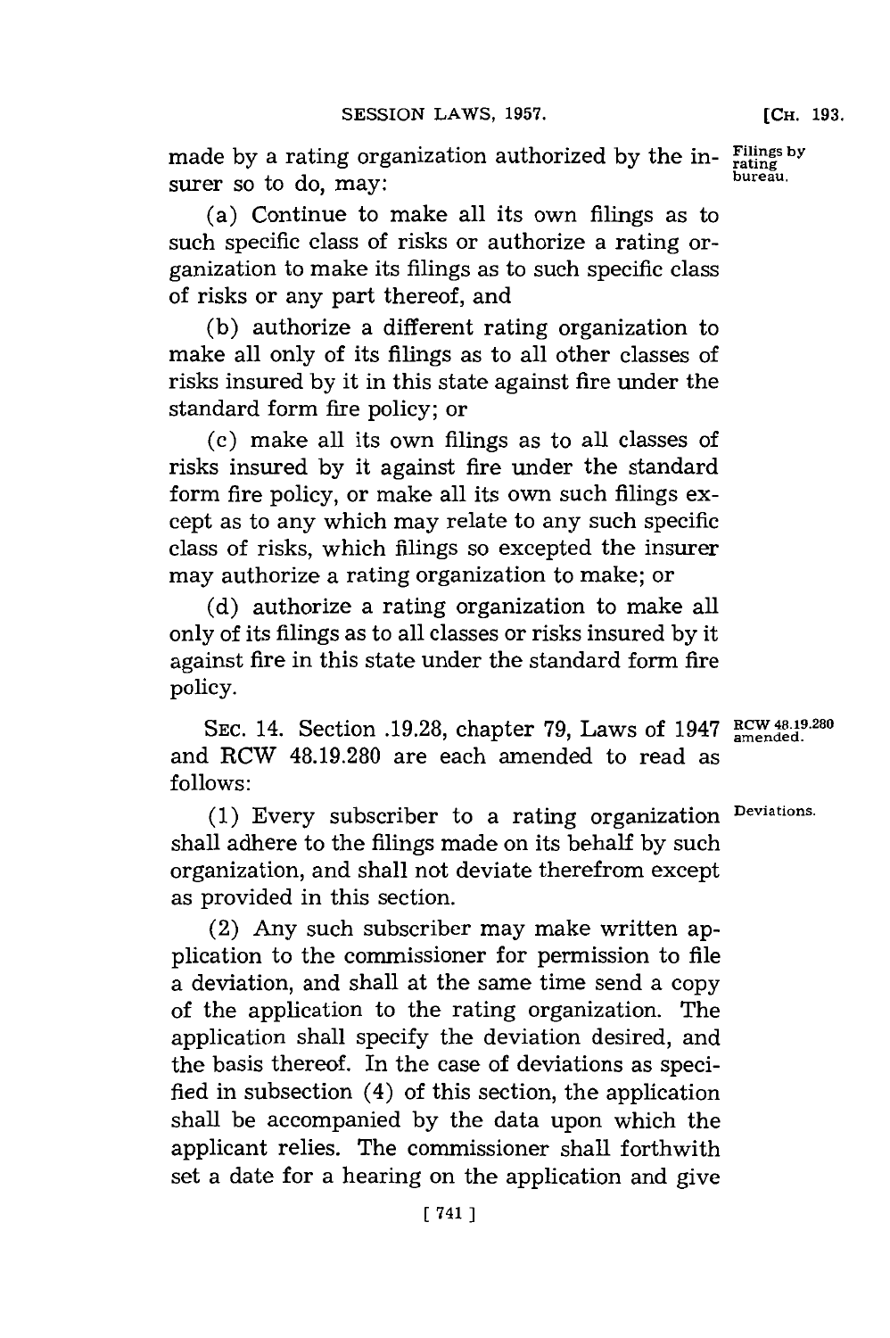made by a rating organization authorized by the insurer so to do, may:

Filings by rating bureau.

(a) Continue to make all its own filings as to such specific class of risks or authorize a rating organization to make its filings as to such specific class of risks or any part thereof, and

(b) authorize a different rating organization to make all only of its filings as to all other classes of risks insured by it in this state against fire under the standard form fire policy; or

(c) make all its own filings as to all classes of risks insured by it against fire under the standard form fire policy, or make all its own such filings except as to any which may relate to any such specific class of risks, which filings so excepted the insurer may authorize a rating organization to make; or

(d) authorize a rating organization to make all only of its filings as to all classes or risks insured by it against fire in this state under the standard form fire policy.

SEC. 14. Section .19.28, chapter 79, Laws of 1947 and RCW 48.19.280 are each amended to read as follows:

RCW 48.19.280 amended.

(1) Every subscriber to a rating organization shall adhere to the filings made on its behalf by such organization, and shall not deviate therefrom except as provided in this section.

Deviations.

(2) Any such subscriber may make written application to the commissioner for permission to file a deviation, and shall at the same time send a copy of the application to the rating organization. The application shall specify the deviation desired, and the basis thereof. In the case of deviations as specified in subsection (4) of this section, the application shall be accompanied by the data upon which the applicant relies. The commissioner shall forthwith set a date for a hearing on the application and give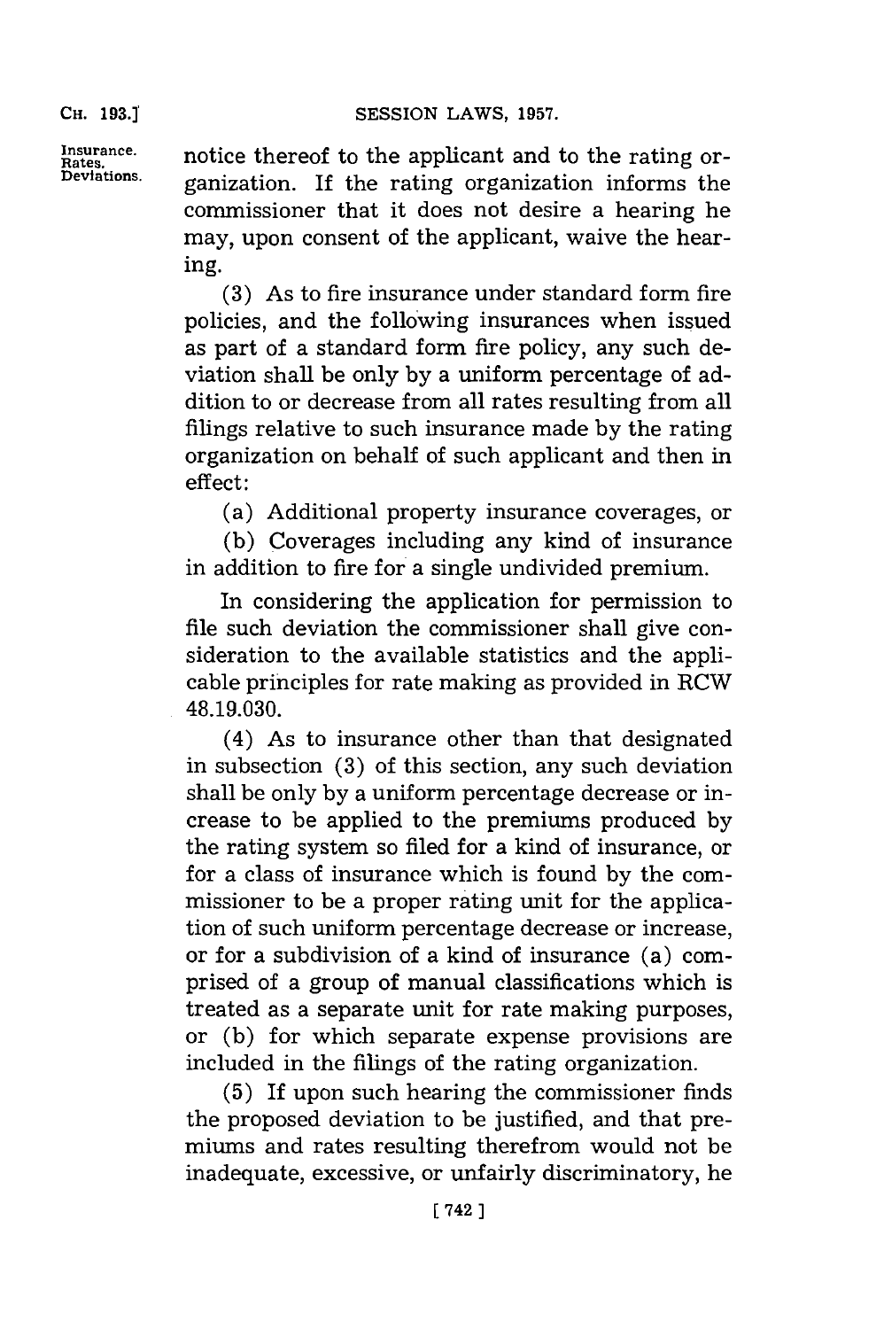notice thereof to the applicant and to the rating organization. If the rating organization informs the commissioner that it does not desire a hearing he may, upon consent of the applicant, waive the hearing.

(3) As to fire insurance under standard form fire policies, and the following insurances when issued as part of a standard form fire policy, any such deviation shall be only by a uniform percentage of addition to or decrease from all rates resulting from all filings relative to such insurance made by the rating organization on behalf of such applicant and then in effect:

(a) Additional property insurance coverages, or

(b) Coverages including any kind of insurance in addition to fire for a single undivided premium.

In considering the application for permission to file such deviation the commissioner shall give consideration to the available statistics and the applicable principles for rate making as provided in RCW 48.19.030.

(4) As to insurance other than that designated in subsection (3) of this section, any such deviation shall be only by a uniform percentage decrease or increase to be applied to the premiums produced by the rating system so filed for a kind of insurance, or for a class of insurance which is found by the commissioner to be a proper rating unit for the application of such uniform percentage decrease or increase, or for a subdivision of a kind of insurance (a) comprised of a group of manual classifications which is treated as a separate unit for rate making purposes, or (b) for which separate expense provisions are included in the filings of the rating organization.

(5) If upon such hearing the commissioner finds the proposed deviation to be justified, and that premiums and rates resulting therefrom would not be inadequate, excessive, or unfairly discriminatory, he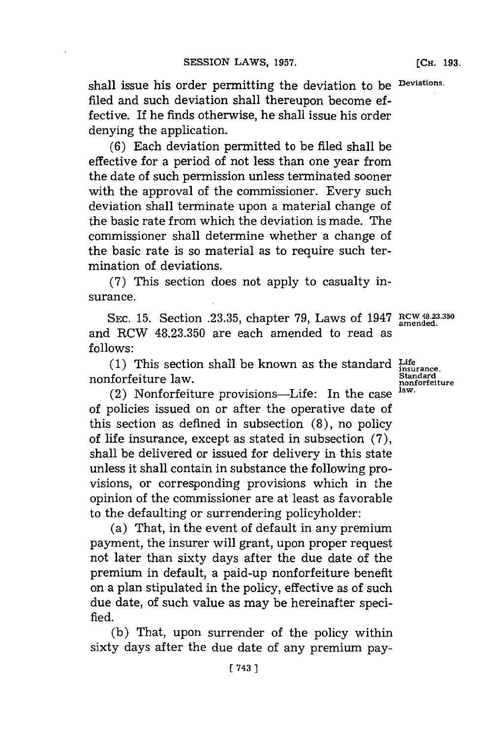shall issue his order permitting the deviation to be filed and such deviation shall thereupon become effective. If he finds otherwise, he shall issue his order denying the application.

Deviations.

(6) Each deviation permitted to be filed shall be effective for a period of not less than one year from the date of such permission unless terminated sooner with the approval of the commissioner. Every such deviation shall terminate upon a material change of the basic rate from which the deviation is made. The commissioner shall determine whether a change of the basic rate is so material as to require such termination of deviations.

(7) This section does not apply to casualty insurance.

SEC. 15. Section .23.35, chapter 79, Laws of 1947 and RCW 48.23.350 are each amended to read as follows:

RCW 48.23.350 amended.

(1) This section shall be known as the standard nonforfeiture law.

Life insurance. Standard nonforfeiture law.

(2) Nonforfeiture provisions—Life: In the case of policies issued on or after the operative date of this section as defined in subsection (8), no policy of life insurance, except as stated in subsection (7), shall be delivered or issued for delivery in this state unless it shall contain in substance the following provisions, or corresponding provisions which in the opinion of the commissioner are at least as favorable to the defaulting or surrendering policyholder:

(a) That, in the event of default in any premium payment, the insurer will grant, upon proper request not later than sixty days after the due date of the premium in default, a paid-up nonforfeiture benefit on a plan stipulated in the policy, effective as of such due date, of such value as may be hereinafter specified.

(b) That, upon surrender of the policy within sixty days after the due date of any premium pay-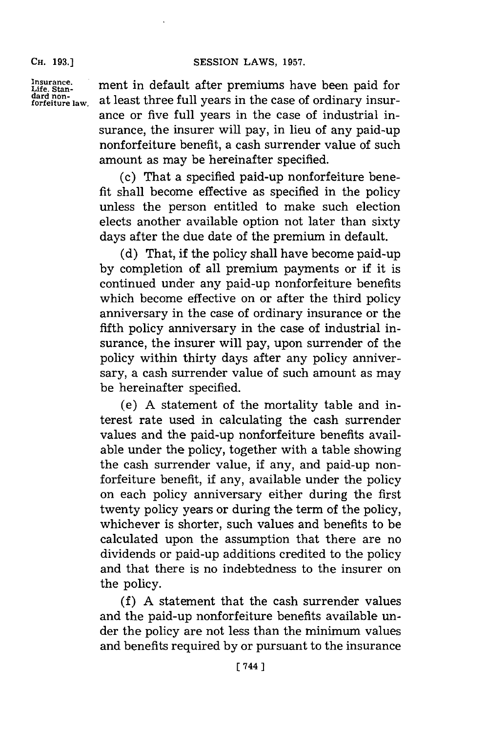ment in default after premiums have been paid for at least three full years in the case of ordinary insurance or five full years in the case of industrial insurance, the insurer will pay, in lieu of any paid-up nonforfeiture benefit, a cash surrender value of such amount as may be hereinafter specified.

(c) That a specified paid-up nonforfeiture benefit shall become effective as specified in the policy unless the person entitled to make such election elects another available option not later than sixty days after the due date of the premium in default.

(d) That, if the policy shall have become paid-up by completion of all premium payments or if it is continued under any paid-up nonforfeiture benefits which become effective on or after the third policy anniversary in the case of ordinary insurance or the fifth policy anniversary in the case of industrial insurance, the insurer will pay, upon surrender of the policy within thirty days after any policy anniversary, a cash surrender value of such amount as may be hereinafter specified.

(e) A statement of the mortality table and interest rate used in calculating the cash surrender values and the paid-up nonforfeiture benefits available under the policy, together with a table showing the cash surrender value, if any, and paid-up nonforfeiture benefit, if any, available under the policy on each policy anniversary either during the first twenty policy years or during the term of the policy, whichever is shorter, such values and benefits to be calculated upon the assumption that there are no dividends or paid-up additions credited to the policy and that there is no indebtedness to the insurer on the policy.

(f) A statement that the cash surrender values and the paid-up nonforfeiture benefits available under the policy are not less than the minimum values and benefits required by or pursuant to the insurance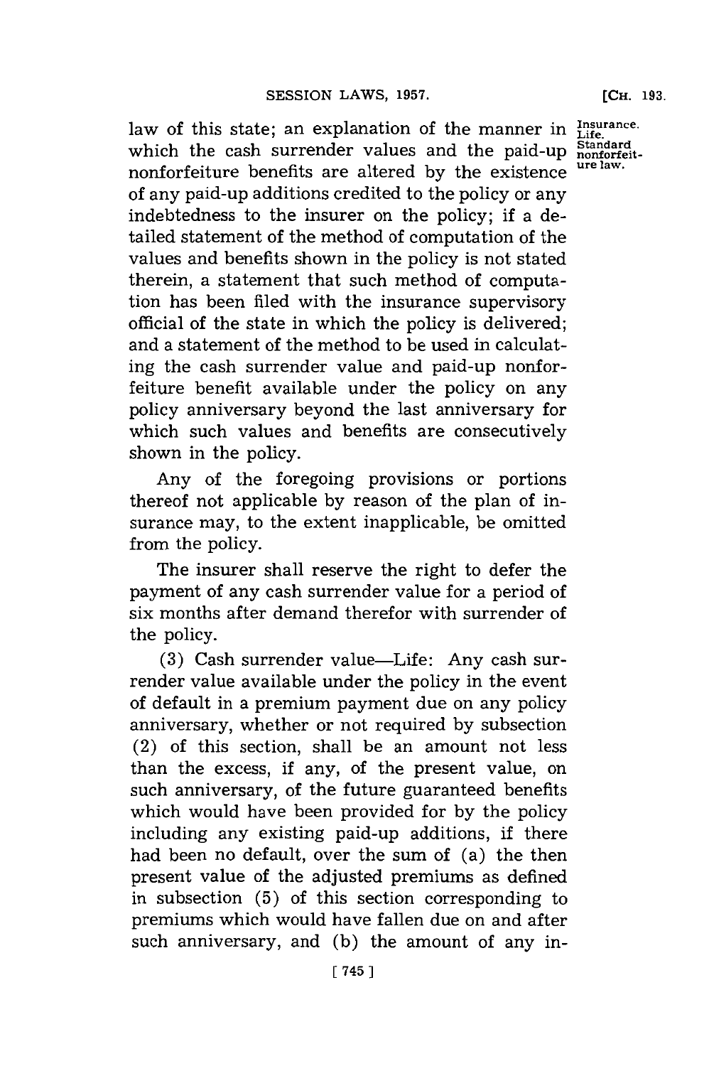law of this state; an explanation of the manner in which the cash surrender values and the paid-up nonforfeiture benefits are altered by the existence of any paid-up additions credited to the policy or any indebtedness to the insurer on the policy; if a detailed statement of the method of computation of the values and benefits shown in the policy is not stated therein, a statement that such method of computation has been filed with the insurance supervisory official of the state in which the policy is delivered; and a statement of the method to be used in calculating the cash surrender value and paid-up nonforfeiture benefit available under the policy on any policy anniversary beyond the last anniversary for which such values and benefits are consecutively shown in the policy.

Any of the foregoing provisions or portions thereof not applicable by reason of the plan of insurance may, to the extent inapplicable, be omitted from the policy.

The insurer shall reserve the right to defer the payment of any cash surrender value for a period of six months after demand therefor with surrender of the policy.

(3) Cash surrender value—Life: Any cash surrender value available under the policy in the event of default in a premium payment due on any policy anniversary, whether or not required by subsection (2) of this section, shall be an amount not less than the excess, if any, of the present value, on such anniversary, of the future guaranteed benefits which would have been provided for by the policy including any existing paid-up additions, if there had been no default, over the sum of (a) the then present value of the adjusted premiums as defined in subsection (5) of this section corresponding to premiums which would have fallen due on and after such anniversary, and (b) the amount of any in-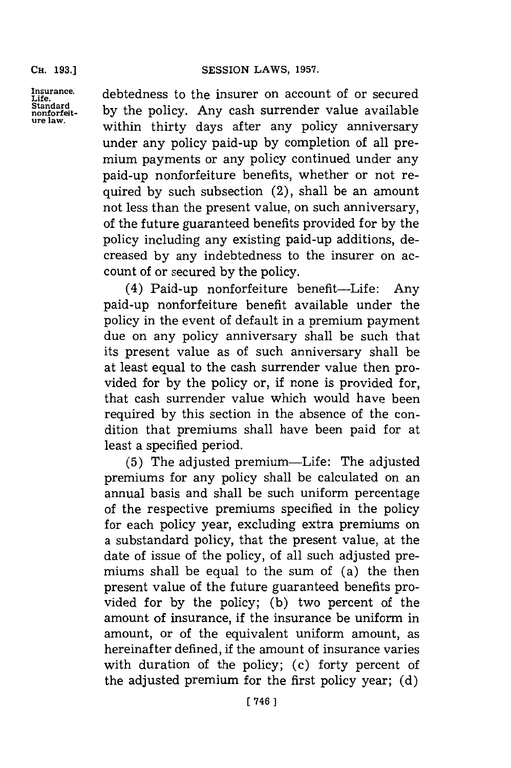debtedness to the insurer on account of or secured by the policy. Any cash surrender value available within thirty days after any policy anniversary under any policy paid-up by completion of all premium payments or any policy continued under any paid-up nonforfeiture benefits, whether or not required by such subsection (2), shall be an amount not less than the present value, on such anniversary, of the future guaranteed benefits provided for by the policy including any existing paid-up additions, decreased by any indebtedness to the insurer on account of or secured by the policy.

(4) Paid-up nonforfeiture benefit—Life: Any paid-up nonforfeiture benefit available under the policy in the event of default in a premium payment due on any policy anniversary shall be such that its present value as of such anniversary shall be at least equal to the cash surrender value then provided for by the policy or, if none is provided for, that cash surrender value which would have been required by this section in the absence of the condition that premiums shall have been paid for at least a specified period.

(5) The adjusted premium—Life: The adjusted premiums for any policy shall be calculated on an annual basis and shall be such uniform percentage of the respective premiums specified in the policy for each policy year, excluding extra premiums on a substandard policy, that the present value, at the date of issue of the policy, of all such adjusted premiums shall be equal to the sum of (a) the then present value of the future guaranteed benefits provided for by the policy; (b) two percent of the amount of insurance, if the insurance be uniform in amount, or of the equivalent uniform amount, as hereinafter defined, if the amount of insurance varies with duration of the policy; (c) forty percent of the adjusted premium for the first policy year; (d)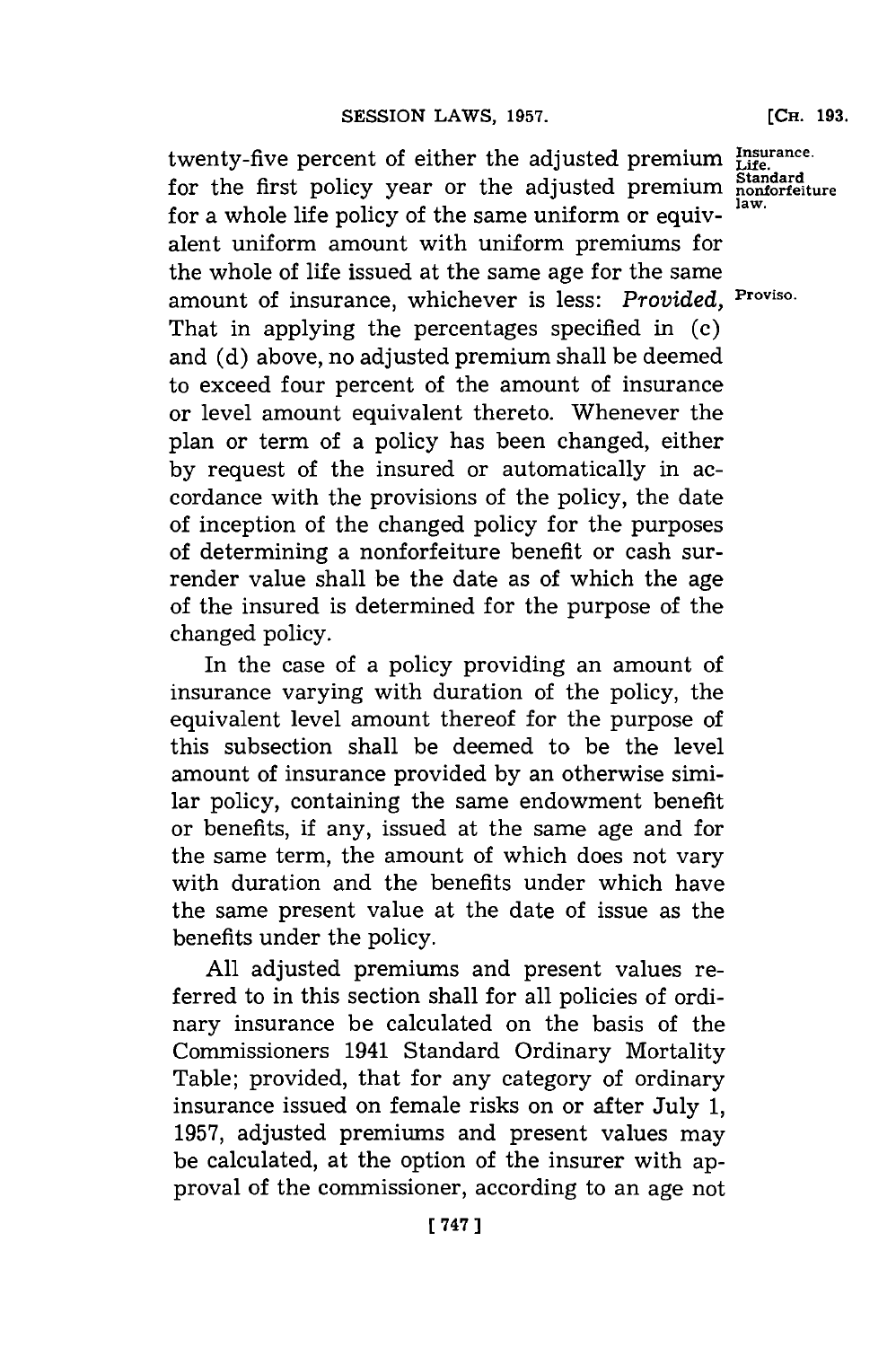twenty-five percent of either the adjusted premium for the first policy year or the adjusted premium for a whole life policy of the same uniform or equivalent uniform amount with uniform premiums for the whole of life issued at the same age for the same amount of insurance, whichever is less: *Provided,* That in applying the percentages specified in (c) and (d) above, no adjusted premium shall be deemed to exceed four percent of the amount of insurance or level amount equivalent thereto. Whenever the plan or term of a policy has been changed, either by request of the insured or automatically in accordance with the provisions of the policy, the date of inception of the changed policy for the purposes of determining a nonforfeiture benefit or cash surrender value shall be the date as of which the age of the insured is determined for the purpose of the changed policy.

Insurance. Life. Standard nonforfeiture law.

Proviso.

In the case of a policy providing an amount of insurance varying with duration of the policy, the equivalent level amount thereof for the purpose of this subsection shall be deemed to be the level amount of insurance provided by an otherwise similar policy, containing the same endowment benefit or benefits, if any, issued at the same age and for the same term, the amount of which does not vary with duration and the benefits under which have the same present value at the date of issue as the benefits under the policy.

All adjusted premiums and present values referred to in this section shall for all policies of ordinary insurance be calculated on the basis of the Commissioners 1941 Standard Ordinary Mortality Table; provided, that for any category of ordinary insurance issued on female risks on or after July 1, 1957, adjusted premiums and present values may be calculated, at the option of the insurer with approval of the commissioner, according to an age not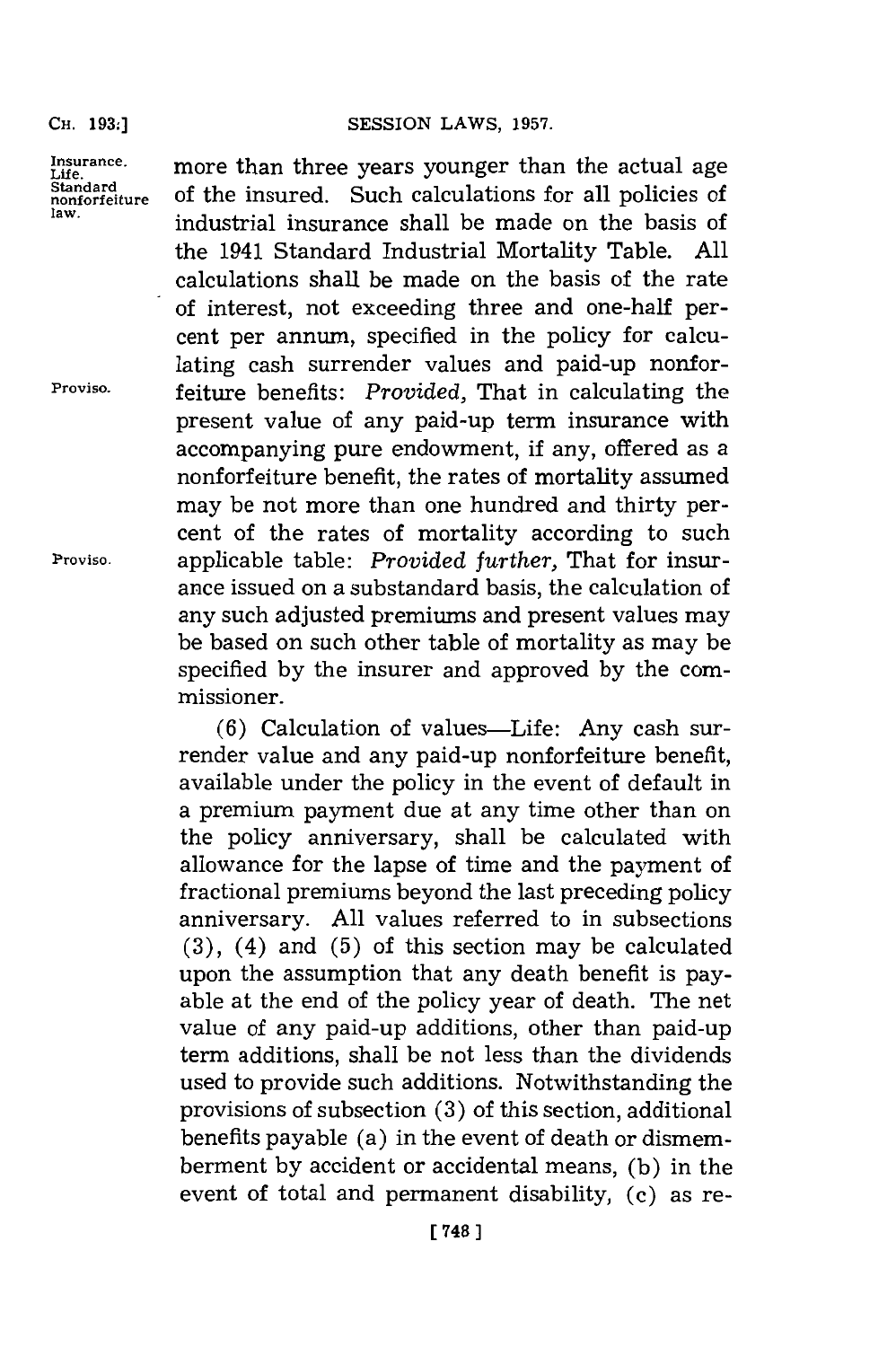more than three years younger than the actual age of the insured. Such calculations for all policies of industrial insurance shall be made on the basis of the 1941 Standard Industrial Mortality Table. All calculations shall be made on the basis of the rate of interest, not exceeding three and one-half percent per annum, specified in the policy for calculating cash surrender values and paid-up nonforfeiture benefits: *Provided,* That in calculating the present value of any paid-up term insurance with accompanying pure endowment, if any, offered as a nonforfeiture benefit, the rates of mortality assumed may be not more than one hundred and thirty percent of the rates of mortality according to such applicable table: *Provided further,* That for insurance issued on a substandard basis, the calculation of any such adjusted premiums and present values may be based on such other table of mortality as may be specified by the insurer and approved by the commissioner.

(6) Calculation of values—Life: Any cash surrender value and any paid-up nonforfeiture benefit, available under the policy in the event of default in a premium payment due at any time other than on the policy anniversary, shall be calculated with allowance for the lapse of time and the payment of fractional premiums beyond the last preceding policy anniversary. All values referred to in subsections (3), (4) and (5) of this section may be calculated upon the assumption that any death benefit is payable at the end of the policy year of death. The net value of any paid-up additions, other than paid-up term additions, shall be not less than the dividends used to provide such additions. Notwithstanding the provisions of subsection (3) of this section, additional benefits payable (a) in the event of death or dismemberment by accident or accidental means, (b) in the event of total and permanent disability, (c) as re-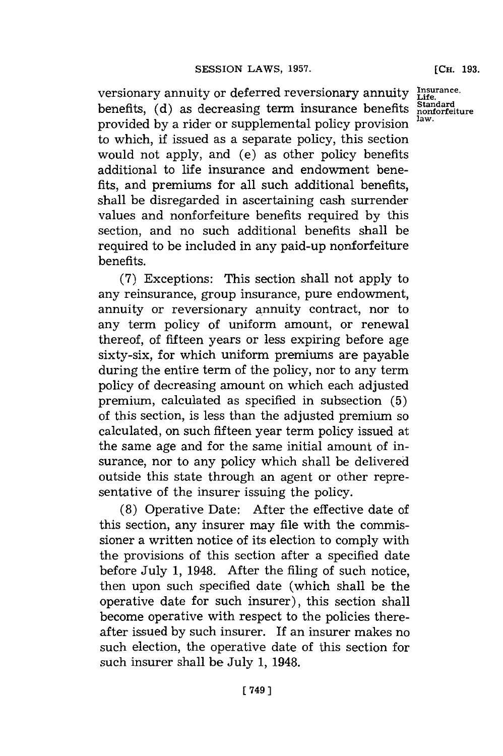versionary annuity or deferred reversionary annuity benefits, (d) as decreasing term insurance benefits provided by a rider or supplemental policy provision to which, if issued as a separate policy, this section would not apply, and (e) as other policy benefits additional to life insurance and endowment benefits, and premiums for all such additional benefits, shall be disregarded in ascertaining cash surrender values and nonforfeiture benefits required by this section, and no such additional benefits shall be required to be included in any paid-up nonforfeiture benefits.

(7) Exceptions: This section shall not apply to any reinsurance, group insurance, pure endowment, annuity or reversionary annuity contract, nor to any term policy of uniform amount, or renewal thereof, of fifteen years or less expiring before age sixty-six, for which uniform premiums are payable during the entire term of the policy, nor to any term policy of decreasing amount on which each adjusted premium, calculated as specified in subsection (5) of this section, is less than the adjusted premium so calculated, on such fifteen year term policy issued at the same age and for the same initial amount of insurance, nor to any policy which shall be delivered outside this state through an agent or other representative of the insurer issuing the policy.

(8) Operative Date: After the effective date of this section, any insurer may file with the commissioner a written notice of its election to comply with the provisions of this section after a specified date before July 1, 1948. After the filing of such notice, then upon such specified date (which shall be the operative date for such insurer), this section shall become operative with respect to the policies thereafter issued by such insurer. If an insurer makes no such election, the operative date of this section for such insurer shall be July 1, 1948.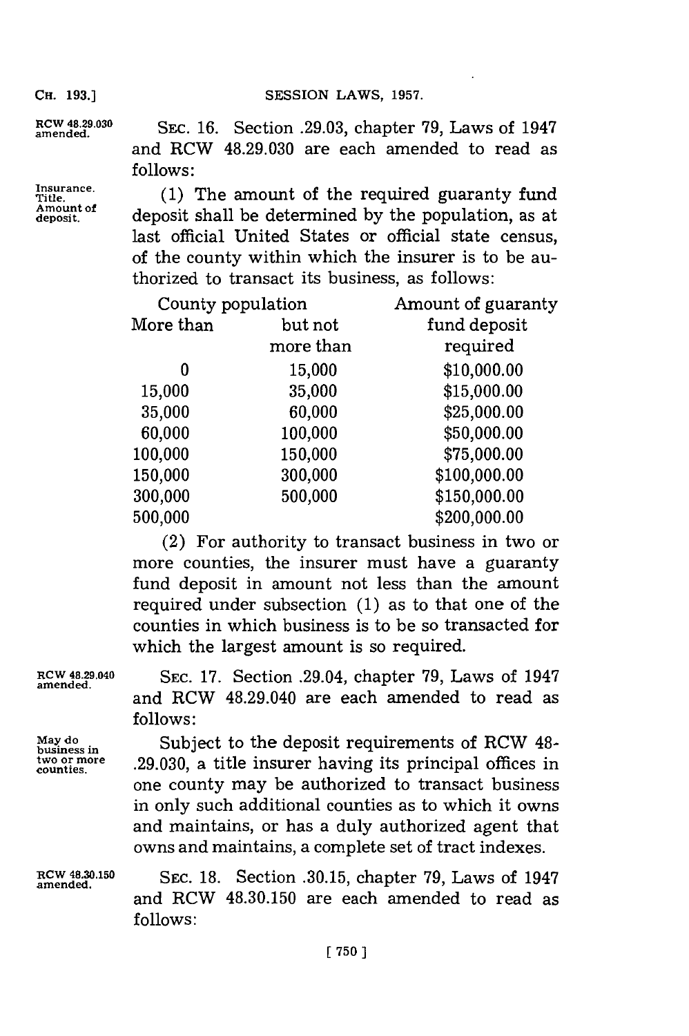RCW 48.29.030 amended.

SEC. 16. Section .29.03, chapter 79, Laws of 1947 and RCW 48.29.030 are each amended to read as follows:

Insurance. Title. Amount of deposit.

(1) The amount of the required guaranty fund deposit shall be determined by the population, as at last official United States or official state census, of the county within which the insurer is to be authorized to transact its business, as follows:

| County population | | Amount of guaranty fund deposit required |
|---|---|---|
| More than | but not more than | |
| 0 | 15,000 | $10,000.00 |
| 15,000 | 35,000 | $15,000.00 |
| 35,000 | 60,000 | $25,000.00 |
| 60,000 | 100,000 | $50,000.00 |
| 100,000 | 150,000 | $75,000.00 |
| 150,000 | 300,000 | $100,000.00 |
| 300,000 | 500,000 | $150,000.00 |
| 500,000 | | $200,000.00 |

(2) For authority to transact business in two or more counties, the insurer must have a guaranty fund deposit in amount not less than the amount required under subsection (1) as to that one of the counties in which business is to be so transacted for which the largest amount is so required.

RCW 48.29.040 amended.

SEC. 17. Section .29.04, chapter 79, Laws of 1947 and RCW 48.29.040 are each amended to read as follows:

May do business in two or more counties.

Subject to the deposit requirements of RCW 48-.29.030, a title insurer having its principal offices in one county may be authorized to transact business in only such additional counties as to which it owns and maintains, or has a duly authorized agent that owns and maintains, a complete set of tract indexes.

RCW 48.30.150 amended.

SEC. 18. Section .30.15, chapter 79, Laws of 1947 and RCW 48.30.150 are each amended to read as follows: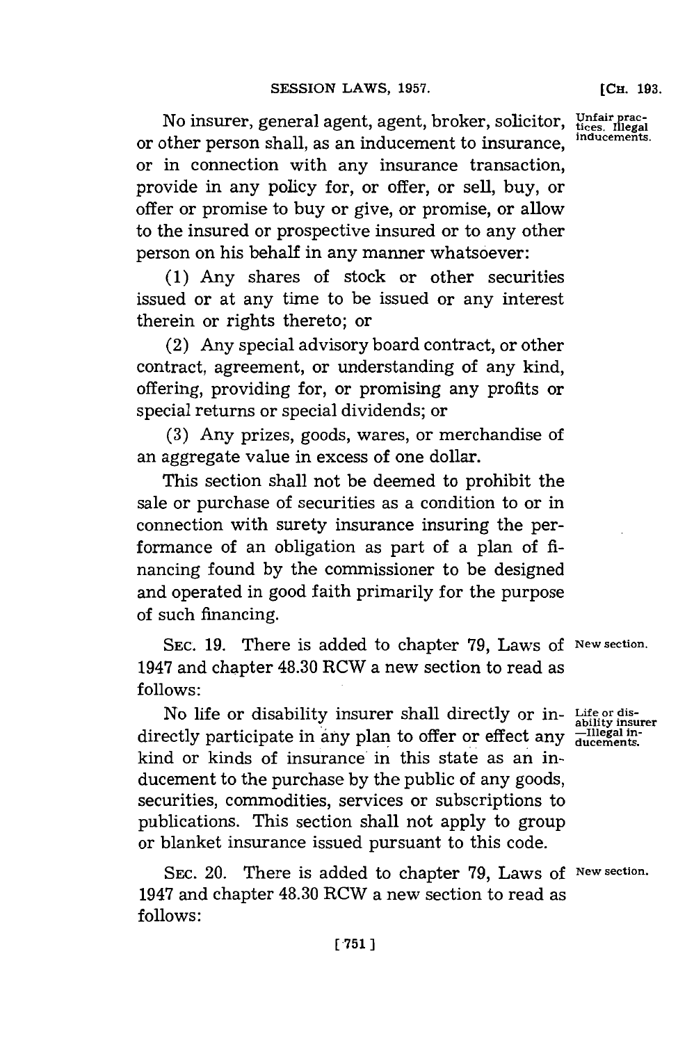No insurer, general agent, agent, broker, solicitor, or other person shall, as an inducement to insurance, or in connection with any insurance transaction, provide in any policy for, or offer, or sell, buy, or offer or promise to buy or give, or promise, or allow to the insured or prospective insured or to any other person on his behalf in any manner whatsoever:

Unfair practices. Illegal inducements.

(1) Any shares of stock or other securities issued or at any time to be issued or any interest therein or rights thereto; or

(2) Any special advisory board contract, or other contract, agreement, or understanding of any kind, offering, providing for, or promising any profits or special returns or special dividends; or

(3) Any prizes, goods, wares, or merchandise of an aggregate value in excess of one dollar.

This section shall not be deemed to prohibit the sale or purchase of securities as a condition to or in connection with surety insurance insuring the performance of an obligation as part of a plan of financing found by the commissioner to be designed and operated in good faith primarily for the purpose of such financing.

SEC. 19. There is added to chapter 79, Laws of 1947 and chapter 48.30 RCW a new section to read as follows:

New section.

No life or disability insurer shall directly or indirectly participate in any plan to offer or effect any kind or kinds of insurance in this state as an inducement to the purchase by the public of any goods, securities, commodities, services or subscriptions to publications. This section shall not apply to group or blanket insurance issued pursuant to this code.

Life or disability insurer —Illegal inducements.

SEC. 20. There is added to chapter 79, Laws of 1947 and chapter 48.30 RCW a new section to read as follows:

New section.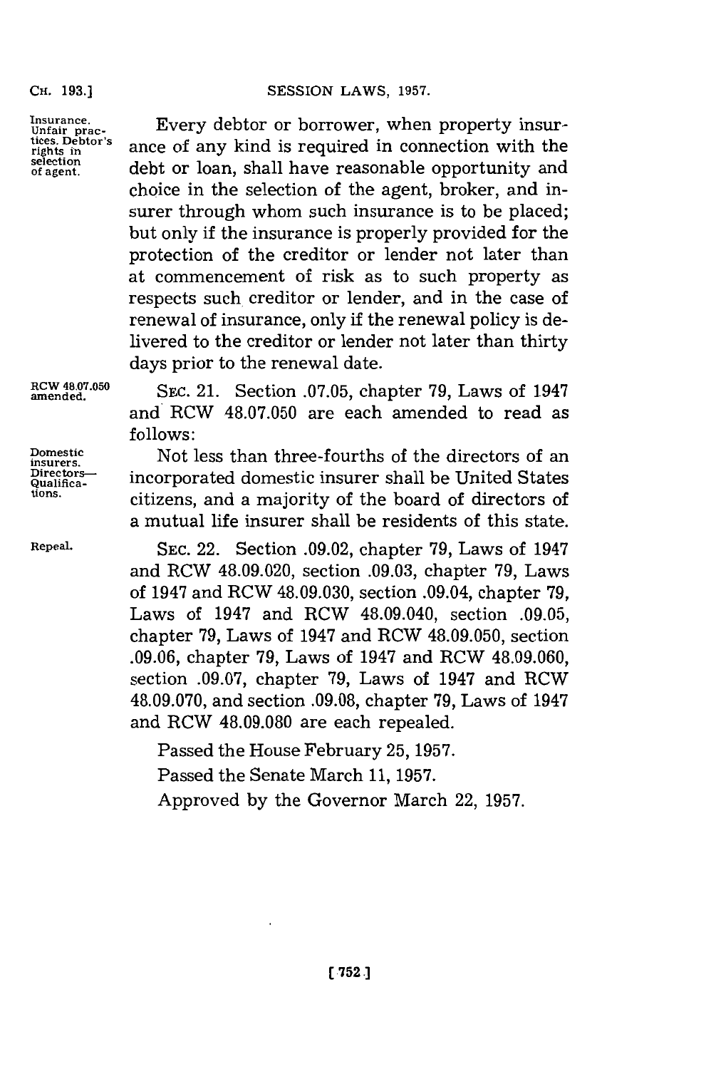Insurance. Unfair practices. Debtor's rights in selection of agent.

Every debtor or borrower, when property insurance of any kind is required in connection with the debt or loan, shall have reasonable opportunity and choice in the selection of the agent, broker, and insurer through whom such insurance is to be placed; but only if the insurance is properly provided for the protection of the creditor or lender not later than at commencement of risk as to such property as respects such creditor or lender, and in the case of renewal of insurance, only if the renewal policy is delivered to the creditor or lender not later than thirty days prior to the renewal date.

RCW 48.07.050 amended.

SEC. 21. Section .07.05, chapter 79, Laws of 1947 and RCW 48.07.050 are each amended to read as follows:

Domestic insurers. Directors—Qualifications.

Not less than three-fourths of the directors of an incorporated domestic insurer shall be United States citizens, and a majority of the board of directors of a mutual life insurer shall be residents of this state.

Repeal.

SEC. 22. Section .09.02, chapter 79, Laws of 1947 and RCW 48.09.020, section .09.03, chapter 79, Laws of 1947 and RCW 48.09.030, section .09.04, chapter 79, Laws of 1947 and RCW 48.09.040, section .09.05, chapter 79, Laws of 1947 and RCW 48.09.050, section .09.06, chapter 79, Laws of 1947 and RCW 48.09.060, section .09.07, chapter 79, Laws of 1947 and RCW 48.09.070, and section .09.08, chapter 79, Laws of 1947 and RCW 48.09.080 are each repealed.

Passed the House February 25, 1957.

Passed the Senate March 11, 1957.

Approved by the Governor March 22, 1957.